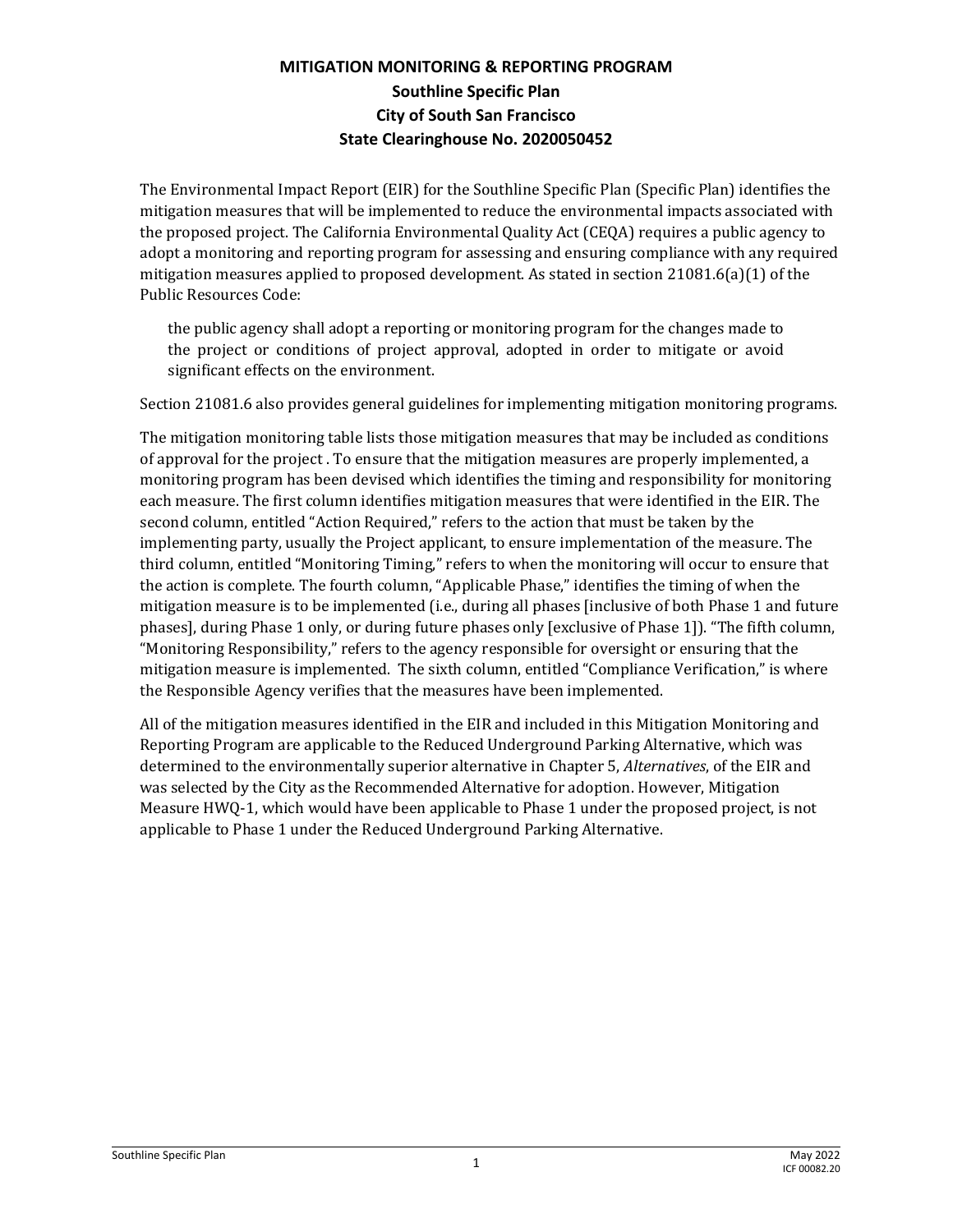# MITIGATION MONITORING & REPORTING PROGRAM

## Southline Specific Plan

## City of South San Francisco

## State Clearinghouse No. 2020050452

The Environmental Impact Report (EIR) for the Southline Specific Plan (Specific Plan) identifies the mitigation measures that will be implemented to reduce the environmental impacts associated with the proposed project. The California Environmental Quality Act (CEQA) requires a public agency to adopt a monitoring and reporting program for assessing and ensuring compliance with any required mitigation measures applied to proposed development. As stated in section 21081.6(a)(1) of the Public Resources Code:

> the public agency shall adopt a reporting or monitoring program for the changes made to the project or conditions of project approval, adopted in order to mitigate or avoid significant effects on the environment.

Section 21081.6 also provides general guidelines for implementing mitigation monitoring programs.

The mitigation monitoring table lists those mitigation measures that may be included as conditions of approval for the project . To ensure that the mitigation measures are properly implemented, a monitoring program has been devised which identifies the timing and responsibility for monitoring each measure. The first column identifies mitigation measures that were identified in the EIR. The second column, entitled "Action Required," refers to the action that must be taken by the implementing party, usually the Project applicant, to ensure implementation of the measure. The third column, entitled "Monitoring Timing," refers to when the monitoring will occur to ensure that the action is complete. The fourth column, "Applicable Phase," identifies the timing of when the mitigation measure is to be implemented (i.e., during all phases [inclusive of both Phase 1 and future phases], during Phase 1 only, or during future phases only [exclusive of Phase 1]). "The fifth column, "Monitoring Responsibility," refers to the agency responsible for oversight or ensuring that the mitigation measure is implemented. The sixth column, entitled "Compliance Verification," is where the Responsible Agency verifies that the measures have been implemented.

All of the mitigation measures identified in the EIR and included in this Mitigation Monitoring and Reporting Program are applicable to the Reduced Underground Parking Alternative, which was determined to the environmentally superior alternative in Chapter 5, *Alternatives*, of the EIR and was selected by the City as the Recommended Alternative for adoption. However, Mitigation Measure HWQ-1, which would have been applicable to Phase 1 under the proposed project, is not applicable to Phase 1 under the Reduced Underground Parking Alternative.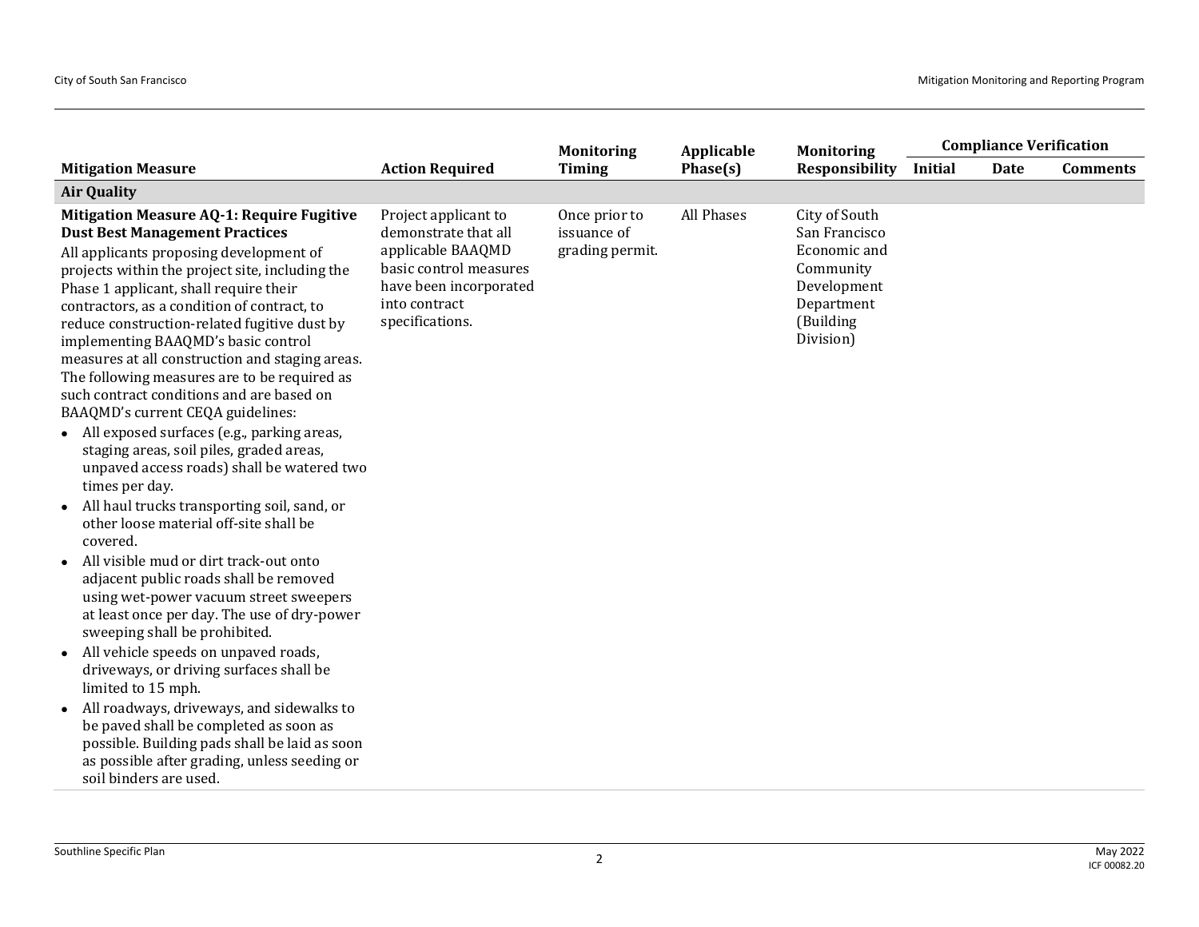| Mitigation Measure | Action Required | Monitoring Timing | Applicable Phase(s) | Monitoring Responsibility | Compliance Verification | | |
|---|---|---|---|---|---|---|---|
| | | | | | Initial | Date | Comments |
| **Air Quality** | | | | | | | |
| **Mitigation Measure AQ-1: Require Fugitive Dust Best Management Practices**<br>All applicants proposing development of projects within the project site, including the Phase 1 applicant, shall require their contractors, as a condition of contract, to reduce construction-related fugitive dust by implementing BAAQMD's basic control measures at all construction and staging areas. The following measures are to be required as such contract conditions and are based on BAAQMD's current CEQA guidelines:<br>• All exposed surfaces (e.g., parking areas, staging areas, soil piles, graded areas, unpaved access roads) shall be watered two times per day.<br>• All haul trucks transporting soil, sand, or other loose material off-site shall be covered.<br>• All visible mud or dirt track-out onto adjacent public roads shall be removed using wet-power vacuum street sweepers at least once per day. The use of dry-power sweeping shall be prohibited.<br>• All vehicle speeds on unpaved roads, driveways, or driving surfaces shall be limited to 15 mph.<br>• All roadways, driveways, and sidewalks to be paved shall be completed as soon as possible. Building pads shall be laid as soon as possible after grading, unless seeding or soil binders are used. | Project applicant to demonstrate that all applicable BAAQMD basic control measures have been incorporated into contract specifications. | Once prior to issuance of grading permit. | All Phases | City of South San Francisco Economic and Community Development Department (Building Division) | | | |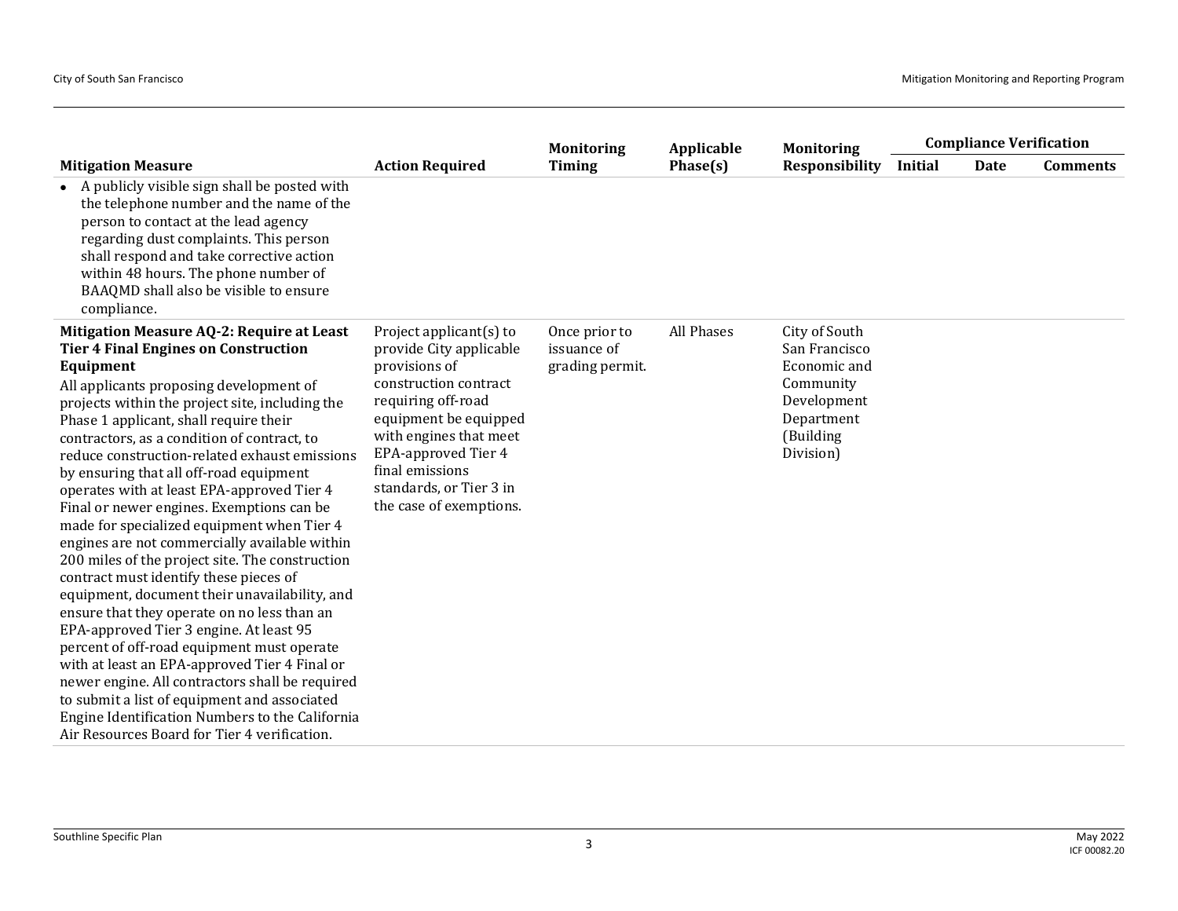| Mitigation Measure | Action Required | Monitoring Timing | Applicable Phase(s) | Monitoring Responsibility | Compliance Verification | | |
|---|---|---|---|---|---|---|---|
| | | | | | Initial | Date | Comments |
| • A publicly visible sign shall be posted with the telephone number and the name of the person to contact at the lead agency regarding dust complaints. This person shall respond and take corrective action within 48 hours. The phone number of BAAQMD shall also be visible to ensure compliance. | | | | | | | |
| **Mitigation Measure AQ-2: Require at Least Tier 4 Final Engines on Construction Equipment** All applicants proposing development of projects within the project site, including the Phase 1 applicant, shall require their contractors, as a condition of contract, to reduce construction-related exhaust emissions by ensuring that all off-road equipment operates with at least EPA-approved Tier 4 Final or newer engines. Exemptions can be made for specialized equipment when Tier 4 engines are not commercially available within 200 miles of the project site. The construction contract must identify these pieces of equipment, document their unavailability, and ensure that they operate on no less than an EPA-approved Tier 3 engine. At least 95 percent of off-road equipment must operate with at least an EPA-approved Tier 4 Final or newer engine. All contractors shall be required to submit a list of equipment and associated Engine Identification Numbers to the California Air Resources Board for Tier 4 verification. | Project applicant(s) to provide City applicable provisions of construction contract requiring off-road equipment be equipped with engines that meet EPA-approved Tier 4 final emissions standards, or Tier 3 in the case of exemptions. | Once prior to issuance of grading permit. | All Phases | City of South San Francisco Economic and Community Development Department (Building Division) | | | |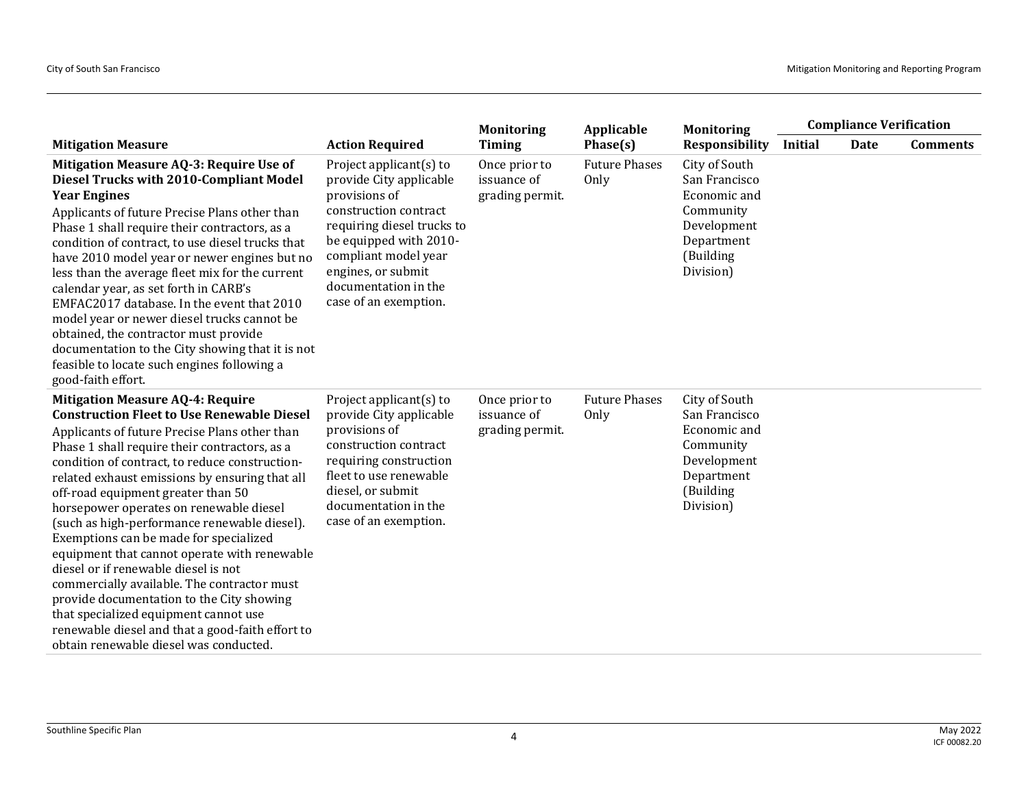| Mitigation Measure | Action Required | Monitoring Timing | Applicable Phase(s) | Monitoring Responsibility | Compliance Verification | | |
|---|---|---|---|---|---|---|---|
| | | | | | Initial | Date | Comments |
| **Mitigation Measure AQ-3: Require Use of Diesel Trucks with 2010-Compliant Model Year Engines**<br>Applicants of future Precise Plans other than Phase 1 shall require their contractors, as a condition of contract, to use diesel trucks that have 2010 model year or newer engines but no less than the average fleet mix for the current calendar year, as set forth in CARB's EMFAC2017 database. In the event that 2010 model year or newer diesel trucks cannot be obtained, the contractor must provide documentation to the City showing that it is not feasible to locate such engines following a good-faith effort. | Project applicant(s) to provide City applicable provisions of construction contract requiring diesel trucks to be equipped with 2010-compliant model year engines, or submit documentation in the case of an exemption. | Once prior to issuance of grading permit. | Future Phases Only | City of South San Francisco Economic and Community Development Department (Building Division) | | | |
| **Mitigation Measure AQ-4: Require Construction Fleet to Use Renewable Diesel**<br>Applicants of future Precise Plans other than Phase 1 shall require their contractors, as a condition of contract, to reduce construction-related exhaust emissions by ensuring that all off-road equipment greater than 50 horsepower operates on renewable diesel (such as high-performance renewable diesel). Exemptions can be made for specialized equipment that cannot operate with renewable diesel or if renewable diesel is not commercially available. The contractor must provide documentation to the City showing that specialized equipment cannot use renewable diesel and that a good-faith effort to obtain renewable diesel was conducted. | Project applicant(s) to provide City applicable provisions of construction contract requiring construction fleet to use renewable diesel, or submit documentation in the case of an exemption. | Once prior to issuance of grading permit. | Future Phases Only | City of South San Francisco Economic and Community Development Department (Building Division) | | | |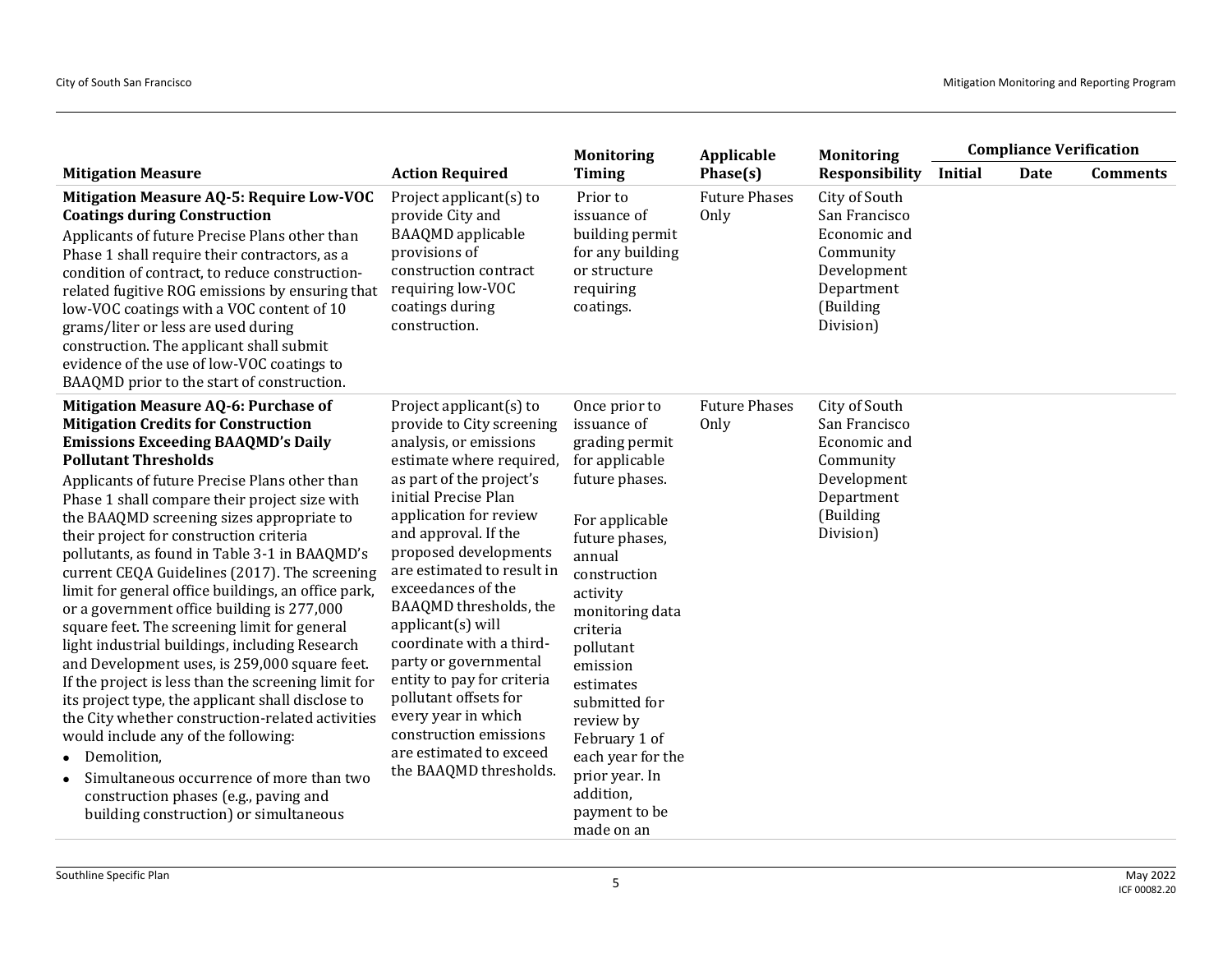| Mitigation Measure | Action Required | Monitoring Timing | Applicable Phase(s) | Monitoring Responsibility | Compliance Verification | | |
|---|---|---|---|---|---|---|---|
| | | | | | Initial | Date | Comments |
| **Mitigation Measure AQ-5: Require Low-VOC Coatings during Construction**<br>Applicants of future Precise Plans other than Phase 1 shall require their contractors, as a condition of contract, to reduce construction-related fugitive ROG emissions by ensuring that low-VOC coatings with a VOC content of 10 grams/liter or less are used during construction. The applicant shall submit evidence of the use of low-VOC coatings to BAAQMD prior to the start of construction. | Project applicant(s) to provide City and BAAQMD applicable provisions of construction contract requiring low-VOC coatings during construction. | Prior to issuance of building permit for any building or structure requiring coatings. | Future Phases Only | City of South San Francisco Economic and Community Development Department (Building Division) | | | |
| **Mitigation Measure AQ-6: Purchase of Mitigation Credits for Construction Emissions Exceeding BAAQMD's Daily Pollutant Thresholds**<br>Applicants of future Precise Plans other than Phase 1 shall compare their project size with the BAAQMD screening sizes appropriate to their project for construction criteria pollutants, as found in Table 3-1 in BAAQMD's current CEQA Guidelines (2017). The screening limit for general office buildings, an office park, or a government office building is 277,000 square feet. The screening limit for general light industrial buildings, including Research and Development uses, is 259,000 square feet. If the project is less than the screening limit for its project type, the applicant shall disclose to the City whether construction-related activities would include any of the following:<br>• Demolition,<br>• Simultaneous occurrence of more than two construction phases (e.g., paving and building construction) or simultaneous | Project applicant(s) to provide to City screening analysis, or emissions estimate where required, as part of the project's initial Precise Plan application for review and approval. If the proposed developments are estimated to result in exceedances of the BAAQMD thresholds, the applicant(s) will coordinate with a third-party or governmental entity to pay for criteria pollutant offsets for every year in which construction emissions are estimated to exceed the BAAQMD thresholds. | Once prior to issuance of grading permit for applicable future phases.<br><br>For applicable future phases, annual construction activity monitoring data criteria pollutant emission estimates submitted for review by February 1 of each year for the prior year. In addition, payment to be made on an | Future Phases Only | City of South San Francisco Economic and Community Development Department (Building Division) | | | |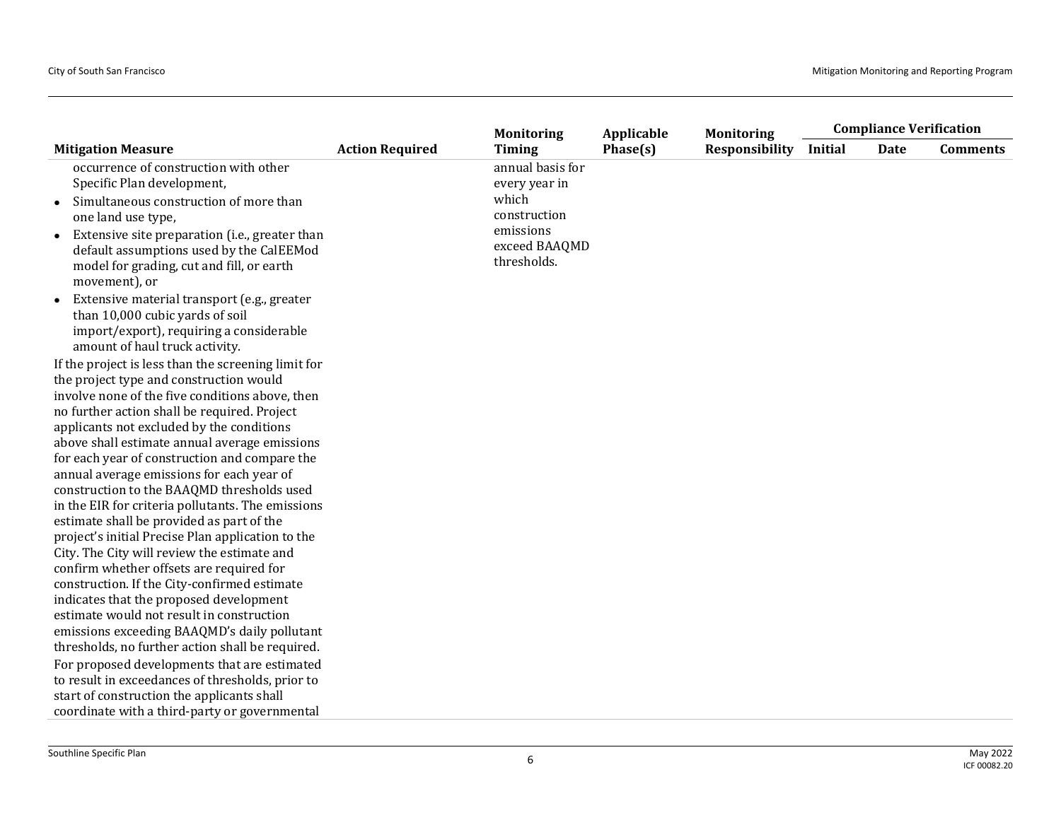| Mitigation Measure | Action Required | Monitoring Timing | Applicable Phase(s) | Monitoring Responsibility | Compliance Verification | | |
|---|---|---|---|---|---|---|---|
| | | | | | Initial | Date | Comments |
| occurrence of construction with other Specific Plan development,<br>• Simultaneous construction of more than one land use type,<br>• Extensive site preparation (i.e., greater than default assumptions used by the CalEEMod model for grading, cut and fill, or earth movement), or<br>• Extensive material transport (e.g., greater than 10,000 cubic yards of soil import/export), requiring a considerable amount of haul truck activity.<br>If the project is less than the screening limit for the project type and construction would involve none of the five conditions above, then no further action shall be required. Project applicants not excluded by the conditions above shall estimate annual average emissions for each year of construction and compare the annual average emissions for each year of construction to the BAAQMD thresholds used in the EIR for criteria pollutants. The emissions estimate shall be provided as part of the project's initial Precise Plan application to the City. The City will review the estimate and confirm whether offsets are required for construction. If the City-confirmed estimate indicates that the proposed development estimate would not result in construction emissions exceeding BAAQMD's daily pollutant thresholds, no further action shall be required.<br>For proposed developments that are estimated to result in exceedances of thresholds, prior to start of construction the applicants shall coordinate with a third-party or governmental | | annual basis for every year in which construction emissions exceed BAAQMD thresholds. | | | | | |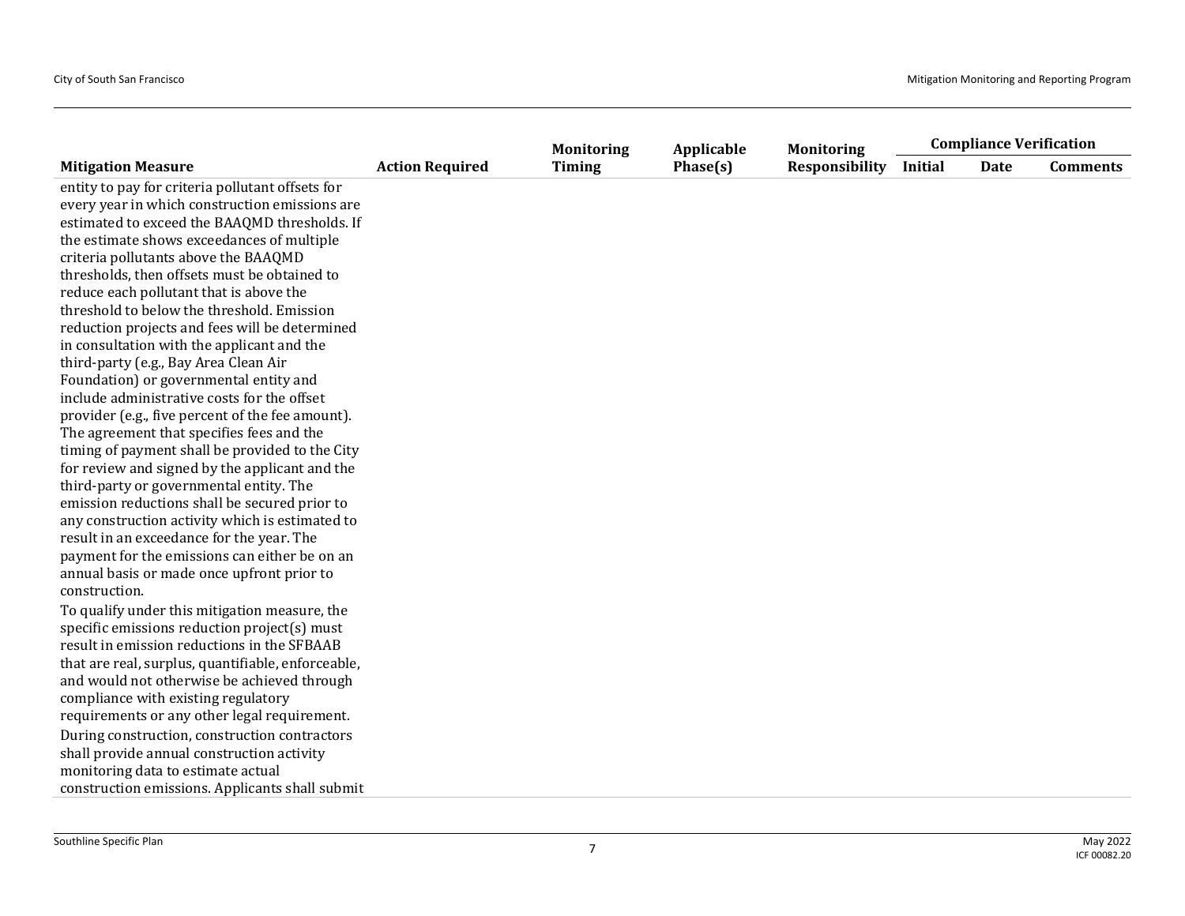| Mitigation Measure | Action Required | Monitoring Timing | Applicable Phase(s) | Monitoring Responsibility | Compliance Verification | | |
|---|---|---|---|---|---|---|---|
| | | | | | Initial | Date | Comments |
| entity to pay for criteria pollutant offsets for every year in which construction emissions are estimated to exceed the BAAQMD thresholds. If the estimate shows exceedances of multiple criteria pollutants above the BAAQMD thresholds, then offsets must be obtained to reduce each pollutant that is above the threshold to below the threshold. Emission reduction projects and fees will be determined in consultation with the applicant and the third-party (e.g., Bay Area Clean Air Foundation) or governmental entity and include administrative costs for the offset provider (e.g., five percent of the fee amount). The agreement that specifies fees and the timing of payment shall be provided to the City for review and signed by the applicant and the third-party or governmental entity. The emission reductions shall be secured prior to any construction activity which is estimated to result in an exceedance for the year. The payment for the emissions can either be on an annual basis or made once upfront prior to construction.<br>To qualify under this mitigation measure, the specific emissions reduction project(s) must result in emission reductions in the SFBAAB that are real, surplus, quantifiable, enforceable, and would not otherwise be achieved through compliance with existing regulatory requirements or any other legal requirement.<br>During construction, construction contractors shall provide annual construction activity monitoring data to estimate actual construction emissions. Applicants shall submit | | | | | | | |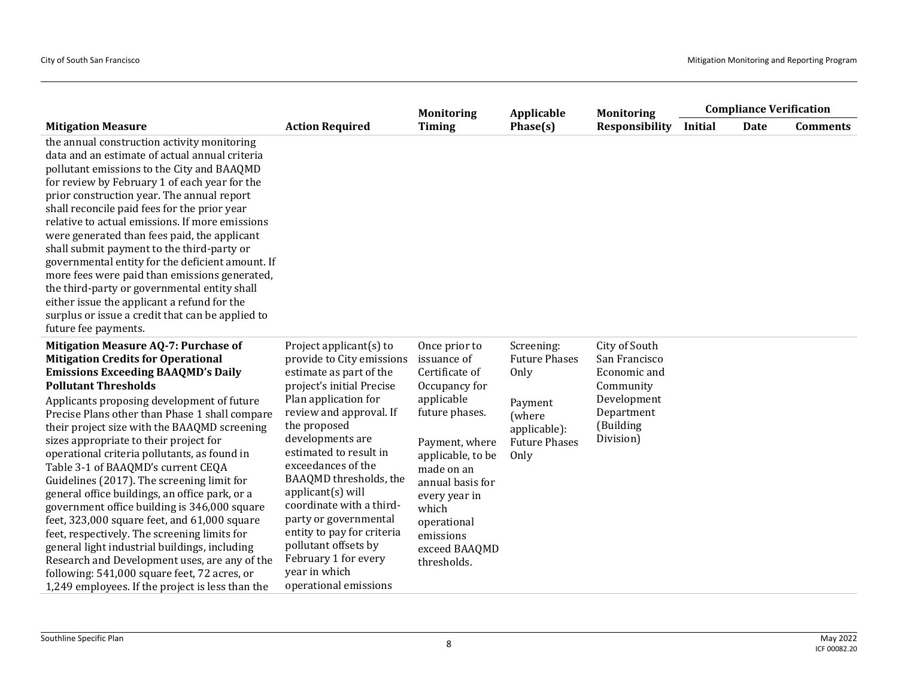| Mitigation Measure | Action Required | Monitoring Timing | Applicable Phase(s) | Monitoring Responsibility | Compliance Verification | | |
|---|---|---|---|---|---|---|---|
| | | | | | Initial | Date | Comments |
| the annual construction activity monitoring data and an estimate of actual annual criteria pollutant emissions to the City and BAAQMD for review by February 1 of each year for the prior construction year. The annual report shall reconcile paid fees for the prior year relative to actual emissions. If more emissions were generated than fees paid, the applicant shall submit payment to the third-party or governmental entity for the deficient amount. If more fees were paid than emissions generated, the third-party or governmental entity shall either issue the applicant a refund for the surplus or issue a credit that can be applied to future fee payments. | | | | | | | |
| **Mitigation Measure AQ-7: Purchase of Mitigation Credits for Operational Emissions Exceeding BAAQMD's Daily Pollutant Thresholds**<br>Applicants proposing development of future Precise Plans other than Phase 1 shall compare their project size with the BAAQMD screening sizes appropriate to their project for operational criteria pollutants, as found in Table 3-1 of BAAQMD's current CEQA Guidelines (2017). The screening limit for general office buildings, an office park, or a government office building is 346,000 square feet, 323,000 square feet, and 61,000 square feet, respectively. The screening limits for general light industrial buildings, including Research and Development uses, are any of the following: 541,000 square feet, 72 acres, or 1,249 employees. If the project is less than the | Project applicant(s) to provide to City emissions estimate as part of the project's initial Precise Plan application for review and approval. If the proposed developments are estimated to result in exceedances of the BAAQMD thresholds, the applicant(s) will coordinate with a third-party or governmental entity to pay for criteria pollutant offsets by February 1 for every year in which operational emissions | Once prior to issuance of Certificate of Occupancy for applicable future phases.<br><br>Payment, where applicable, to be made on an annual basis for every year in which operational emissions exceed BAAQMD thresholds. | Screening: Future Phases Only<br><br>Payment (where applicable): Future Phases Only | City of South San Francisco Economic and Community Development Department (Building Division) | | | |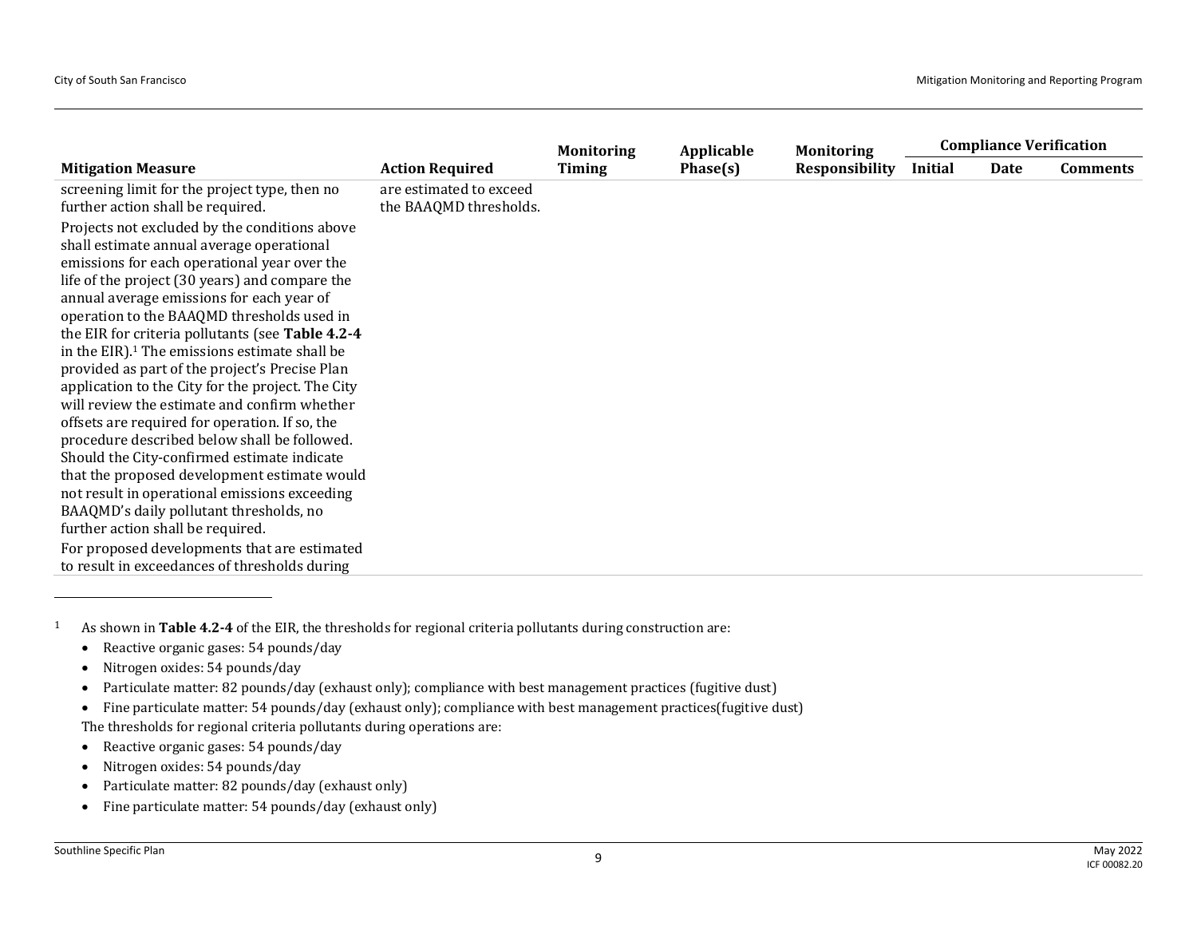| Mitigation Measure | Action Required | Monitoring Timing | Applicable Phase(s) | Monitoring Responsibility | Compliance Verification | | |
|---|---|---|---|---|---|---|---|
| | | | | | Initial | Date | Comments |
| screening limit for the project type, then no further action shall be required.<br>Projects not excluded by the conditions above shall estimate annual average operational emissions for each operational year over the life of the project (30 years) and compare the annual average emissions for each year of operation to the BAAQMD thresholds used in the EIR for criteria pollutants (see **Table 4.2-4** in the EIR).[1] The emissions estimate shall be provided as part of the project's Precise Plan application to the City for the project. The City will review the estimate and confirm whether offsets are required for operation. If so, the procedure described below shall be followed. Should the City-confirmed estimate indicate that the proposed development estimate would not result in operational emissions exceeding BAAQMD's daily pollutant thresholds, no further action shall be required.<br>For proposed developments that are estimated to result in exceedances of thresholds during | are estimated to exceed the BAAQMD thresholds. | | | | | | |

[1] As shown in **Table 4.2-4** of the EIR, the thresholds for regional criteria pollutants during construction are:

- Reactive organic gases: 54 pounds/day
- Nitrogen oxides: 54 pounds/day
- Particulate matter: 82 pounds/day (exhaust only); compliance with best management practices (fugitive dust)
- Fine particulate matter: 54 pounds/day (exhaust only); compliance with best management practices(fugitive dust)

The thresholds for regional criteria pollutants during operations are:

- Reactive organic gases: 54 pounds/day
- Nitrogen oxides: 54 pounds/day
- Particulate matter: 82 pounds/day (exhaust only)
- Fine particulate matter: 54 pounds/day (exhaust only)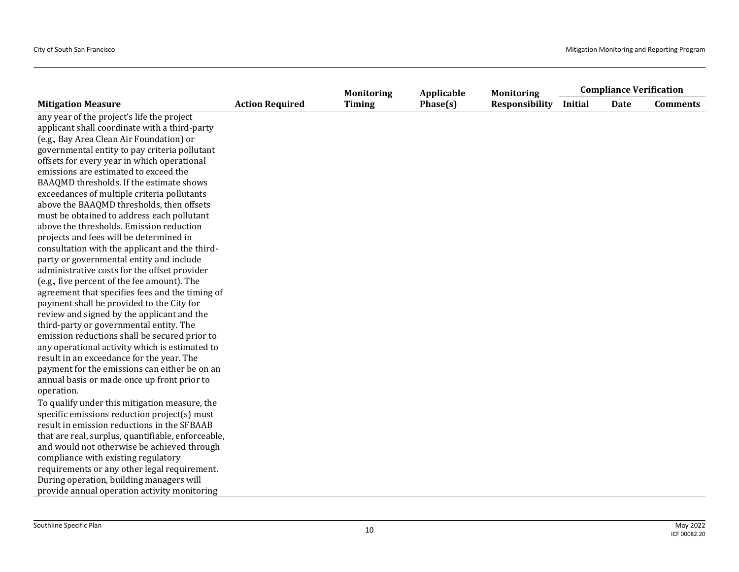| Mitigation Measure | Action Required | Monitoring Timing | Applicable Phase(s) | Monitoring Responsibility | Compliance Verification | | |
|---|---|---|---|---|---|---|---|
| | | | | | Initial | Date | Comments |
| any year of the project's life the project applicant shall coordinate with a third-party (e.g., Bay Area Clean Air Foundation) or governmental entity to pay criteria pollutant offsets for every year in which operational emissions are estimated to exceed the BAAQMD thresholds. If the estimate shows exceedances of multiple criteria pollutants above the BAAQMD thresholds, then offsets must be obtained to address each pollutant above the thresholds. Emission reduction projects and fees will be determined in consultation with the applicant and the third-party or governmental entity and include administrative costs for the offset provider (e.g., five percent of the fee amount). The agreement that specifies fees and the timing of payment shall be provided to the City for review and signed by the applicant and the third-party or governmental entity. The emission reductions shall be secured prior to any operational activity which is estimated to result in an exceedance for the year. The payment for the emissions can either be on an annual basis or made once up front prior to operation. To qualify under this mitigation measure, the specific emissions reduction project(s) must result in emission reductions in the SFBAAB that are real, surplus, quantifiable, enforceable, and would not otherwise be achieved through compliance with existing regulatory requirements or any other legal requirement. During operation, building managers will provide annual operation activity monitoring | | | | | | | |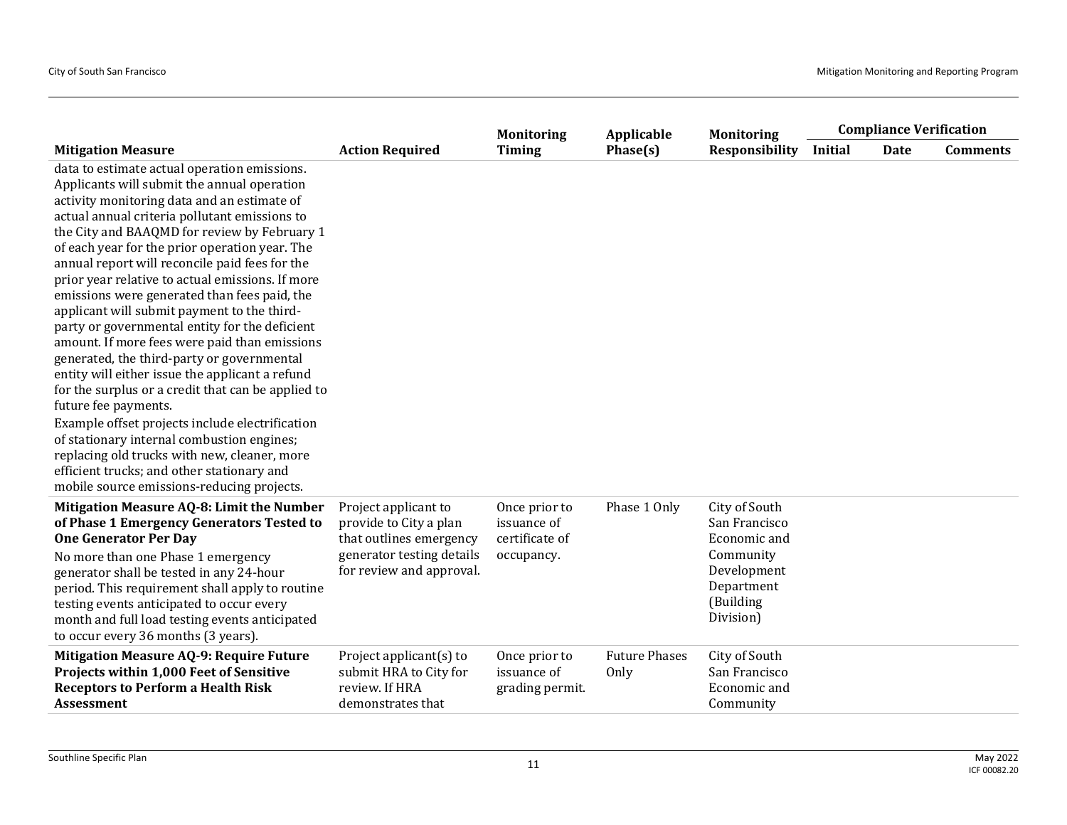| Mitigation Measure | Action Required | Monitoring Timing | Applicable Phase(s) | Monitoring Responsibility | Compliance Verification | | |
|---|---|---|---|---|---|---|---|
| | | | | | Initial | Date | Comments |
| data to estimate actual operation emissions. Applicants will submit the annual operation activity monitoring data and an estimate of actual annual criteria pollutant emissions to the City and BAAQMD for review by February 1 of each year for the prior operation year. The annual report will reconcile paid fees for the prior year relative to actual emissions. If more emissions were generated than fees paid, the applicant will submit payment to the third-party or governmental entity for the deficient amount. If more fees were paid than emissions generated, the third-party or governmental entity will either issue the applicant a refund for the surplus or a credit that can be applied to future fee payments.<br>Example offset projects include electrification of stationary internal combustion engines; replacing old trucks with new, cleaner, more efficient trucks; and other stationary and mobile source emissions-reducing projects. | | | | | | | |
| **Mitigation Measure AQ-8: Limit the Number of Phase 1 Emergency Generators Tested to One Generator Per Day**<br>No more than one Phase 1 emergency generator shall be tested in any 24-hour period. This requirement shall apply to routine testing events anticipated to occur every month and full load testing events anticipated to occur every 36 months (3 years). | Project applicant to provide to City a plan that outlines emergency generator testing details for review and approval. | Once prior to issuance of certificate of occupancy. | Phase 1 Only | City of South San Francisco Economic and Community Development Department (Building Division) | | | |
| **Mitigation Measure AQ-9: Require Future Projects within 1,000 Feet of Sensitive Receptors to Perform a Health Risk Assessment** | Project applicant(s) to submit HRA to City for review. If HRA demonstrates that | Once prior to issuance of grading permit. | Future Phases Only | City of South San Francisco Economic and Community | | | |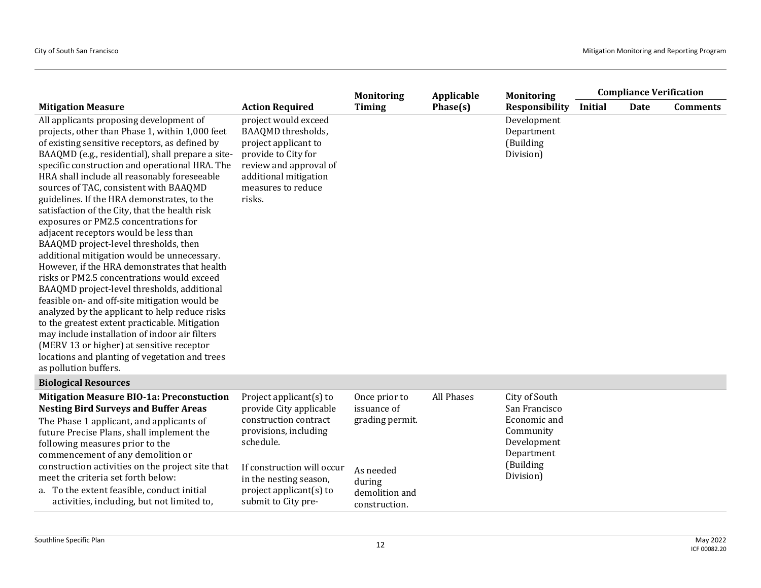| Mitigation Measure | Action Required | Monitoring Timing | Applicable Phase(s) | Monitoring Responsibility | Compliance Verification | | |
|---|---|---|---|---|---|---|---|
| | | | | | Initial | Date | Comments |
| All applicants proposing development of projects, other than Phase 1, within 1,000 feet of existing sensitive receptors, as defined by BAAQMD (e.g., residential), shall prepare a site-specific construction and operational HRA. The HRA shall include all reasonably foreseeable sources of TAC, consistent with BAAQMD guidelines. If the HRA demonstrates, to the satisfaction of the City, that the health risk exposures or PM2.5 concentrations for adjacent receptors would be less than BAAQMD project-level thresholds, then additional mitigation would be unnecessary. However, if the HRA demonstrates that health risks or PM2.5 concentrations would exceed BAAQMD project-level thresholds, additional feasible on- and off-site mitigation would be analyzed by the applicant to help reduce risks to the greatest extent practicable. Mitigation may include installation of indoor air filters (MERV 13 or higher) at sensitive receptor locations and planting of vegetation and trees as pollution buffers. | project would exceed BAAQMD thresholds, project applicant to provide to City for review and approval of additional mitigation measures to reduce risks. | | | Development Department (Building Division) | | | |
| **Biological Resources** | | | | | | | |
| **Mitigation Measure BIO-1a: Preconstuction Nesting Bird Surveys and Buffer Areas**<br>The Phase 1 applicant, and applicants of future Precise Plans, shall implement the following measures prior to the commencement of any demolition or construction activities on the project site that meet the criteria set forth below:<br>a. To the extent feasible, conduct initial activities, including, but not limited to, | Project applicant(s) to provide City applicable construction contract provisions, including schedule.<br><br>If construction will occur in the nesting season, project applicant(s) to submit to City pre- | Once prior to issuance of grading permit.<br><br>As needed during demolition and construction. | All Phases | City of South San Francisco Economic and Community Development Department (Building Division) | | | |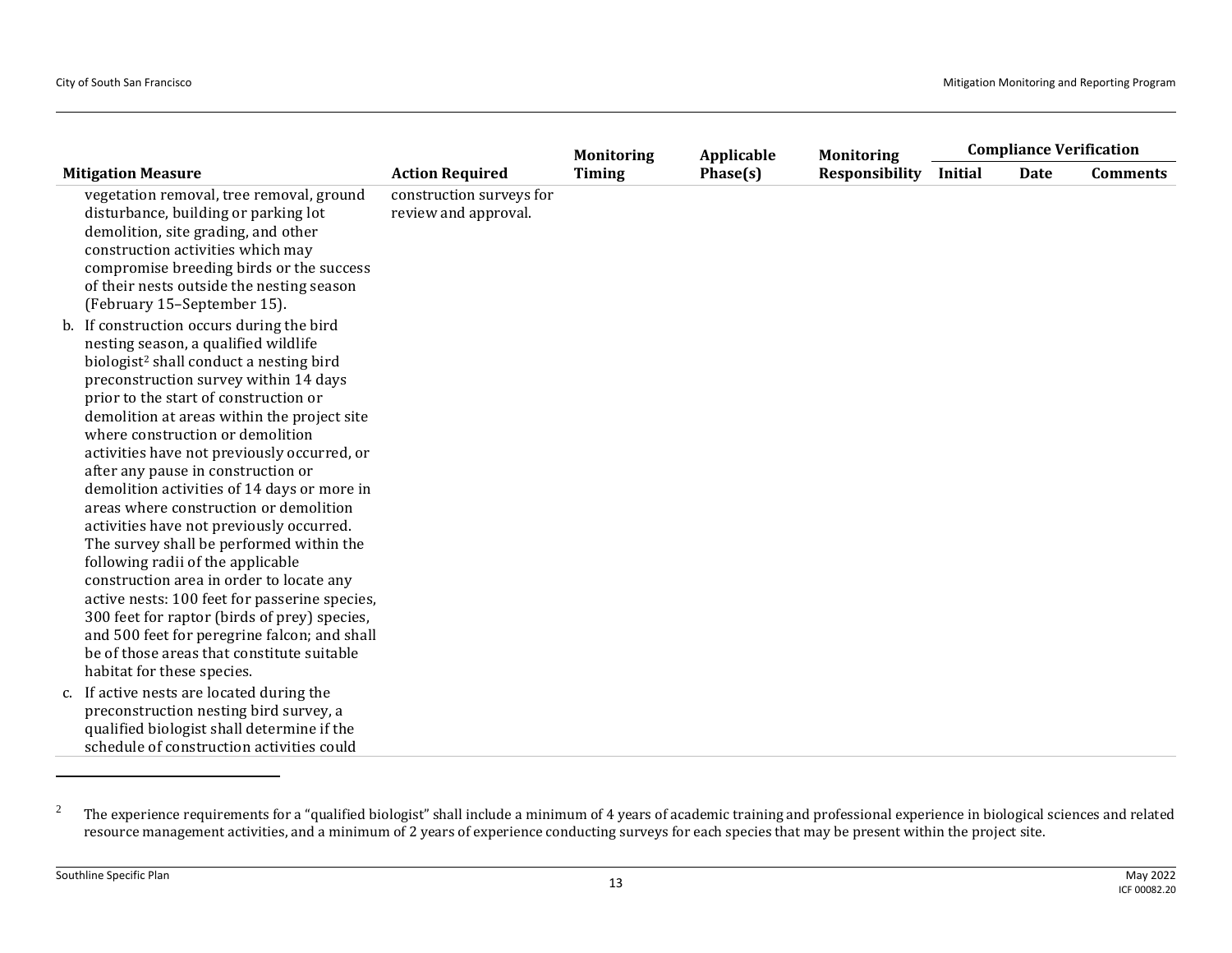| Mitigation Measure | Action Required | Monitoring Timing | Applicable Phase(s) | Monitoring Responsibility | Compliance Verification | | |
|---|---|---|---|---|---|---|---|
| | | | | | Initial | Date | Comments |
| vegetation removal, tree removal, ground disturbance, building or parking lot demolition, site grading, and other construction activities which may compromise breeding birds or the success of their nests outside the nesting season (February 15–September 15).<br>b. If construction occurs during the bird nesting season, a qualified wildlife biologist[2] shall conduct a nesting bird preconstruction survey within 14 days prior to the start of construction or demolition at areas within the project site where construction or demolition activities have not previously occurred, or after any pause in construction or demolition activities of 14 days or more in areas where construction or demolition activities have not previously occurred. The survey shall be performed within the following radii of the applicable construction area in order to locate any active nests: 100 feet for passerine species, 300 feet for raptor (birds of prey) species, and 500 feet for peregrine falcon; and shall be of those areas that constitute suitable habitat for these species.<br>c. If active nests are located during the preconstruction nesting bird survey, a qualified biologist shall determine if the schedule of construction activities could | construction surveys for review and approval. | | | | | | |

[2] The experience requirements for a "qualified biologist" shall include a minimum of 4 years of academic training and professional experience in biological sciences and related resource management activities, and a minimum of 2 years of experience conducting surveys for each species that may be present within the project site.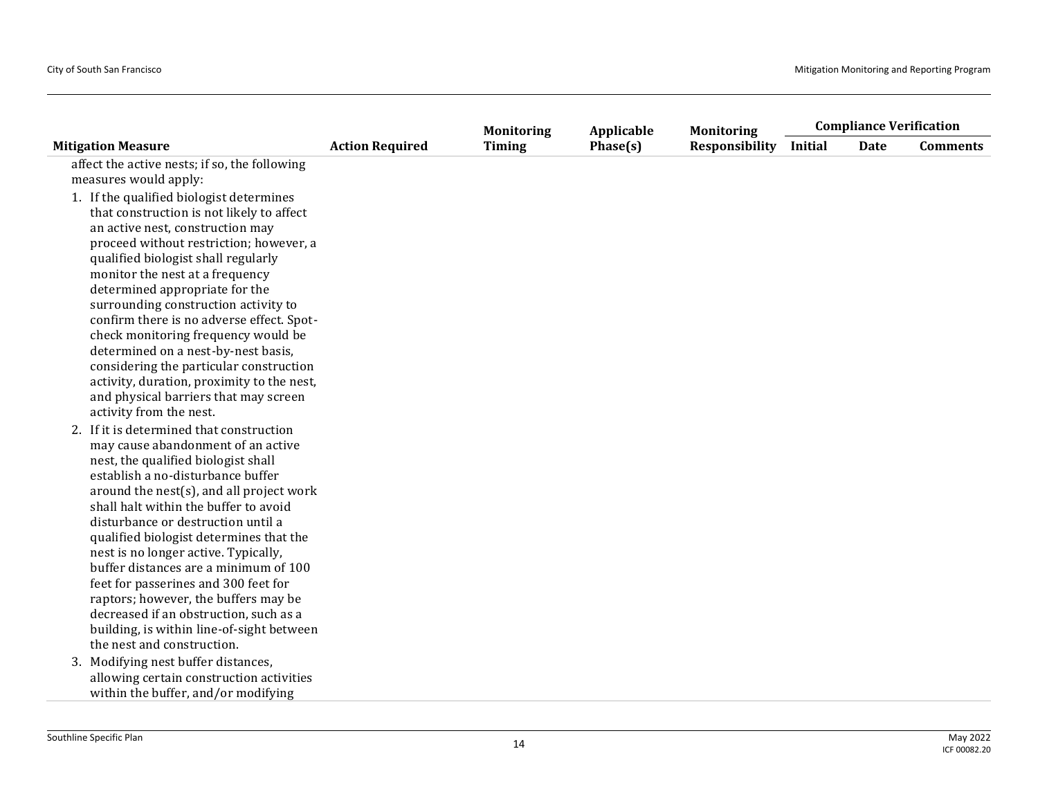| Mitigation Measure | Action Required | Monitoring Timing | Applicable Phase(s) | Monitoring Responsibility | Compliance Verification | | |
|---|---|---|---|---|---|---|---|
| | | | | | Initial | Date | Comments |
| affect the active nests; if so, the following measures would apply:<br>1. If the qualified biologist determines that construction is not likely to affect an active nest, construction may proceed without restriction; however, a qualified biologist shall regularly monitor the nest at a frequency determined appropriate for the surrounding construction activity to confirm there is no adverse effect. Spot-check monitoring frequency would be determined on a nest-by-nest basis, considering the particular construction activity, duration, proximity to the nest, and physical barriers that may screen activity from the nest.<br>2. If it is determined that construction may cause abandonment of an active nest, the qualified biologist shall establish a no-disturbance buffer around the nest(s), and all project work shall halt within the buffer to avoid disturbance or destruction until a qualified biologist determines that the nest is no longer active. Typically, buffer distances are a minimum of 100 feet for passerines and 300 feet for raptors; however, the buffers may be decreased if an obstruction, such as a building, is within line-of-sight between the nest and construction.<br>3. Modifying nest buffer distances, allowing certain construction activities within the buffer, and/or modifying | | | | | | | |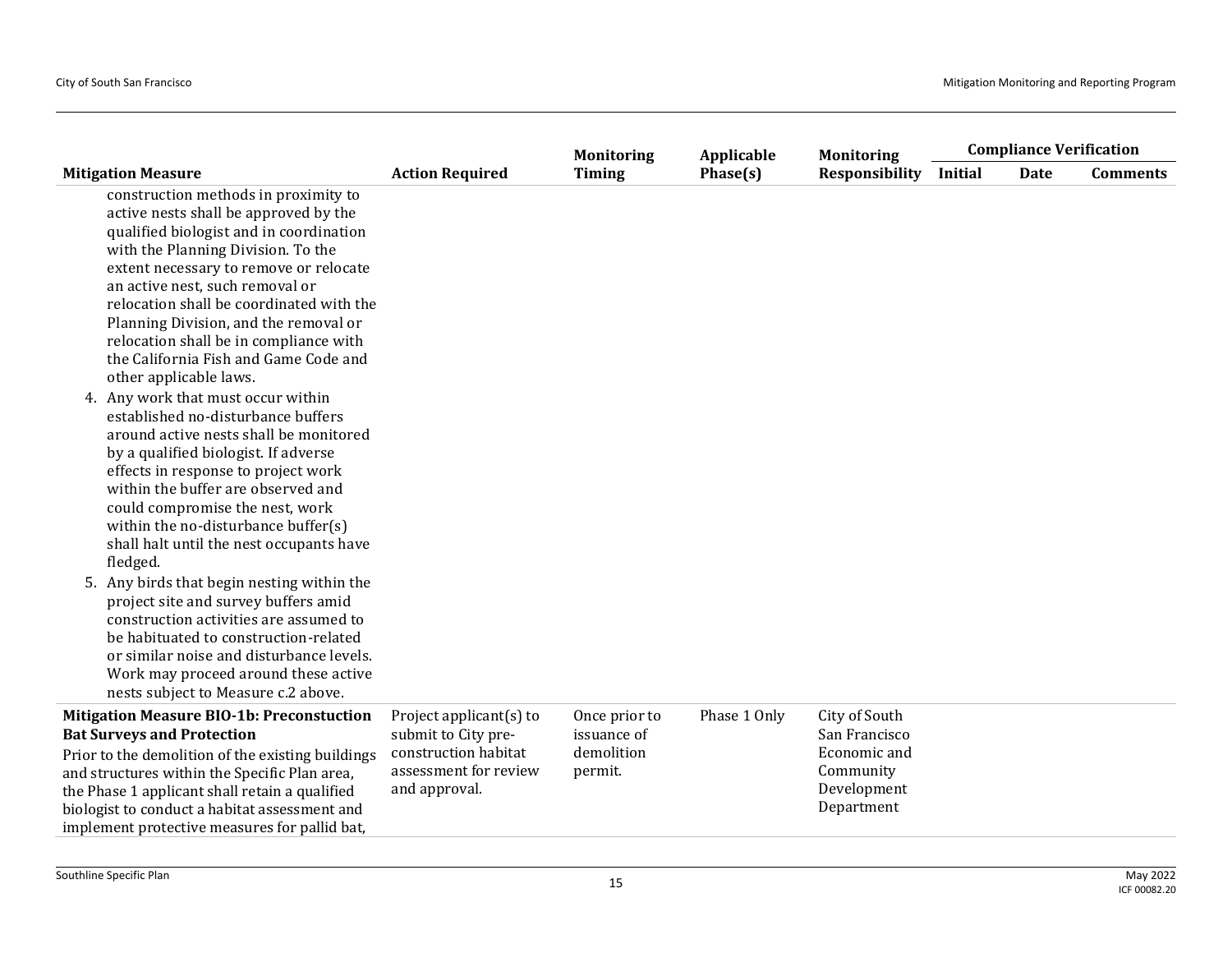| Mitigation Measure | Action Required | Monitoring Timing | Applicable Phase(s) | Monitoring Responsibility | Compliance Verification | | |
|---|---|---|---|---|---|---|---|
| | | | | | Initial | Date | Comments |
| construction methods in proximity to active nests shall be approved by the qualified biologist and in coordination with the Planning Division. To the extent necessary to remove or relocate an active nest, such removal or relocation shall be coordinated with the Planning Division, and the removal or relocation shall be in compliance with the California Fish and Game Code and other applicable laws.<br>4. Any work that must occur within established no-disturbance buffers around active nests shall be monitored by a qualified biologist. If adverse effects in response to project work within the buffer are observed and could compromise the nest, work within the no-disturbance buffer(s) shall halt until the nest occupants have fledged.<br>5. Any birds that begin nesting within the project site and survey buffers amid construction activities are assumed to be habituated to construction-related or similar noise and disturbance levels. Work may proceed around these active nests subject to Measure c.2 above. | | | | | | | |
| **Mitigation Measure BIO-1b: Preconstuction Bat Surveys and Protection**<br>Prior to the demolition of the existing buildings and structures within the Specific Plan area, the Phase 1 applicant shall retain a qualified biologist to conduct a habitat assessment and implement protective measures for pallid bat, | Project applicant(s) to submit to City pre-construction habitat assessment for review and approval. | Once prior to issuance of demolition permit. | Phase 1 Only | City of South San Francisco Economic and Community Development Department | | | |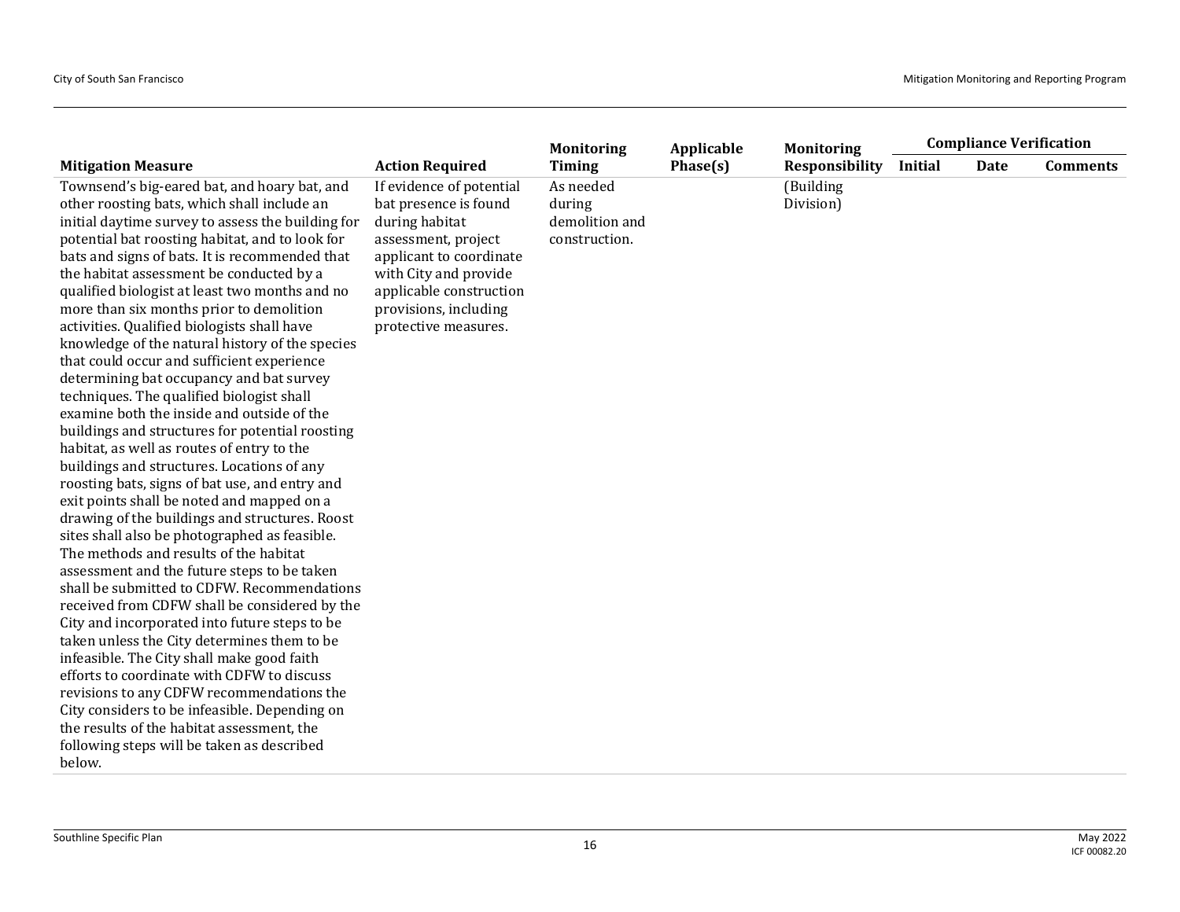| Mitigation Measure | Action Required | Monitoring Timing | Applicable Phase(s) | Monitoring Responsibility | Compliance Verification | | |
|---|---|---|---|---|---|---|---|
| | | | | | Initial | Date | Comments |
| Townsend's big-eared bat, and hoary bat, and other roosting bats, which shall include an initial daytime survey to assess the building for potential bat roosting habitat, and to look for bats and signs of bats. It is recommended that the habitat assessment be conducted by a qualified biologist at least two months and no more than six months prior to demolition activities. Qualified biologists shall have knowledge of the natural history of the species that could occur and sufficient experience determining bat occupancy and bat survey techniques. The qualified biologist shall examine both the inside and outside of the buildings and structures for potential roosting habitat, as well as routes of entry to the buildings and structures. Locations of any roosting bats, signs of bat use, and entry and exit points shall be noted and mapped on a drawing of the buildings and structures. Roost sites shall also be photographed as feasible. The methods and results of the habitat assessment and the future steps to be taken shall be submitted to CDFW. Recommendations received from CDFW shall be considered by the City and incorporated into future steps to be taken unless the City determines them to be infeasible. The City shall make good faith efforts to coordinate with CDFW to discuss revisions to any CDFW recommendations the City considers to be infeasible. Depending on the results of the habitat assessment, the following steps will be taken as described below. | If evidence of potential bat presence is found during habitat assessment, project applicant to coordinate with City and provide applicable construction provisions, including protective measures. | As needed during demolition and construction. | | (Building Division) | | | |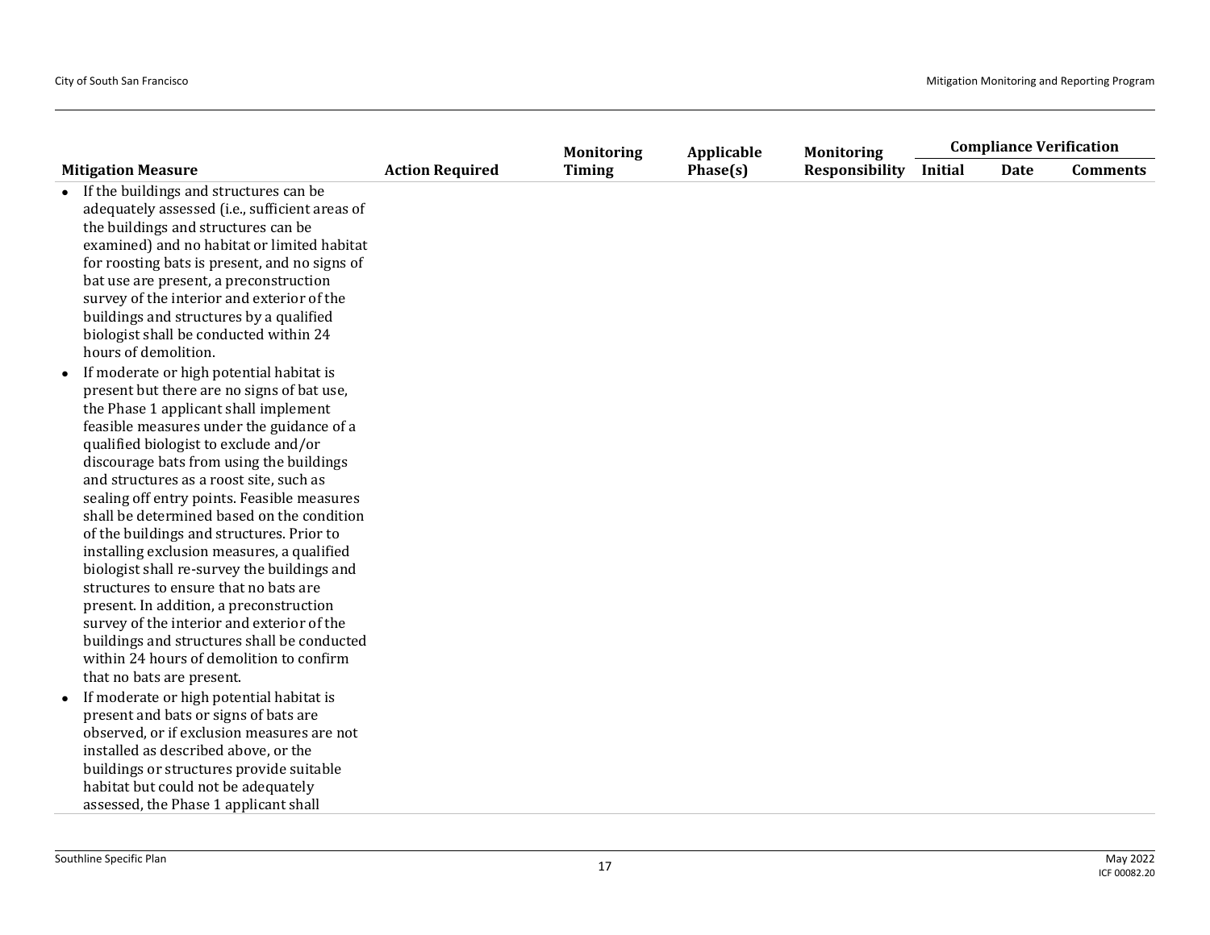| Mitigation Measure | Action Required | Monitoring Timing | Applicable Phase(s) | Monitoring Responsibility | Compliance Verification | | |
|---|---|---|---|---|---|---|---|
| | | | | | Initial | Date | Comments |
| • If the buildings and structures can be adequately assessed (i.e., sufficient areas of the buildings and structures can be examined) and no habitat or limited habitat for roosting bats is present, and no signs of bat use are present, a preconstruction survey of the interior and exterior of the buildings and structures by a qualified biologist shall be conducted within 24 hours of demolition.<br>• If moderate or high potential habitat is present but there are no signs of bat use, the Phase 1 applicant shall implement feasible measures under the guidance of a qualified biologist to exclude and/or discourage bats from using the buildings and structures as a roost site, such as sealing off entry points. Feasible measures shall be determined based on the condition of the buildings and structures. Prior to installing exclusion measures, a qualified biologist shall re-survey the buildings and structures to ensure that no bats are present. In addition, a preconstruction survey of the interior and exterior of the buildings and structures shall be conducted within 24 hours of demolition to confirm that no bats are present.<br>• If moderate or high potential habitat is present and bats or signs of bats are observed, or if exclusion measures are not installed as described above, or the buildings or structures provide suitable habitat but could not be adequately assessed, the Phase 1 applicant shall | | | | | | | |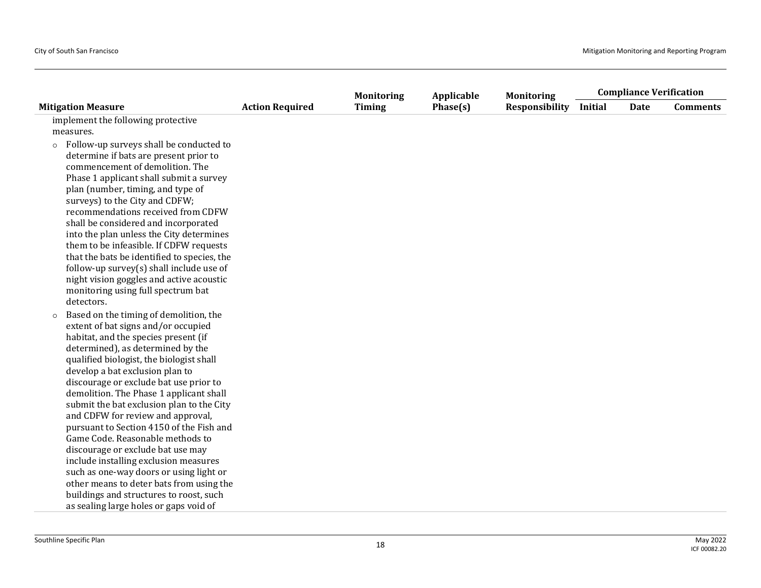| Mitigation Measure | Action Required | Monitoring Timing | Applicable Phase(s) | Monitoring Responsibility | Compliance Verification | | |
|---|---|---|---|---|---|---|---|
| | | | | | Initial | Date | Comments |
| implement the following protective measures.<br>○ Follow-up surveys shall be conducted to determine if bats are present prior to commencement of demolition. The Phase 1 applicant shall submit a survey plan (number, timing, and type of surveys) to the City and CDFW; recommendations received from CDFW shall be considered and incorporated into the plan unless the City determines them to be infeasible. If CDFW requests that the bats be identified to species, the follow-up survey(s) shall include use of night vision goggles and active acoustic monitoring using full spectrum bat detectors.<br>○ Based on the timing of demolition, the extent of bat signs and/or occupied habitat, and the species present (if determined), as determined by the qualified biologist, the biologist shall develop a bat exclusion plan to discourage or exclude bat use prior to demolition. The Phase 1 applicant shall submit the bat exclusion plan to the City and CDFW for review and approval, pursuant to Section 4150 of the Fish and Game Code. Reasonable methods to discourage or exclude bat use may include installing exclusion measures such as one-way doors or using light or other means to deter bats from using the buildings and structures to roost, such as sealing large holes or gaps void of | | | | | | | |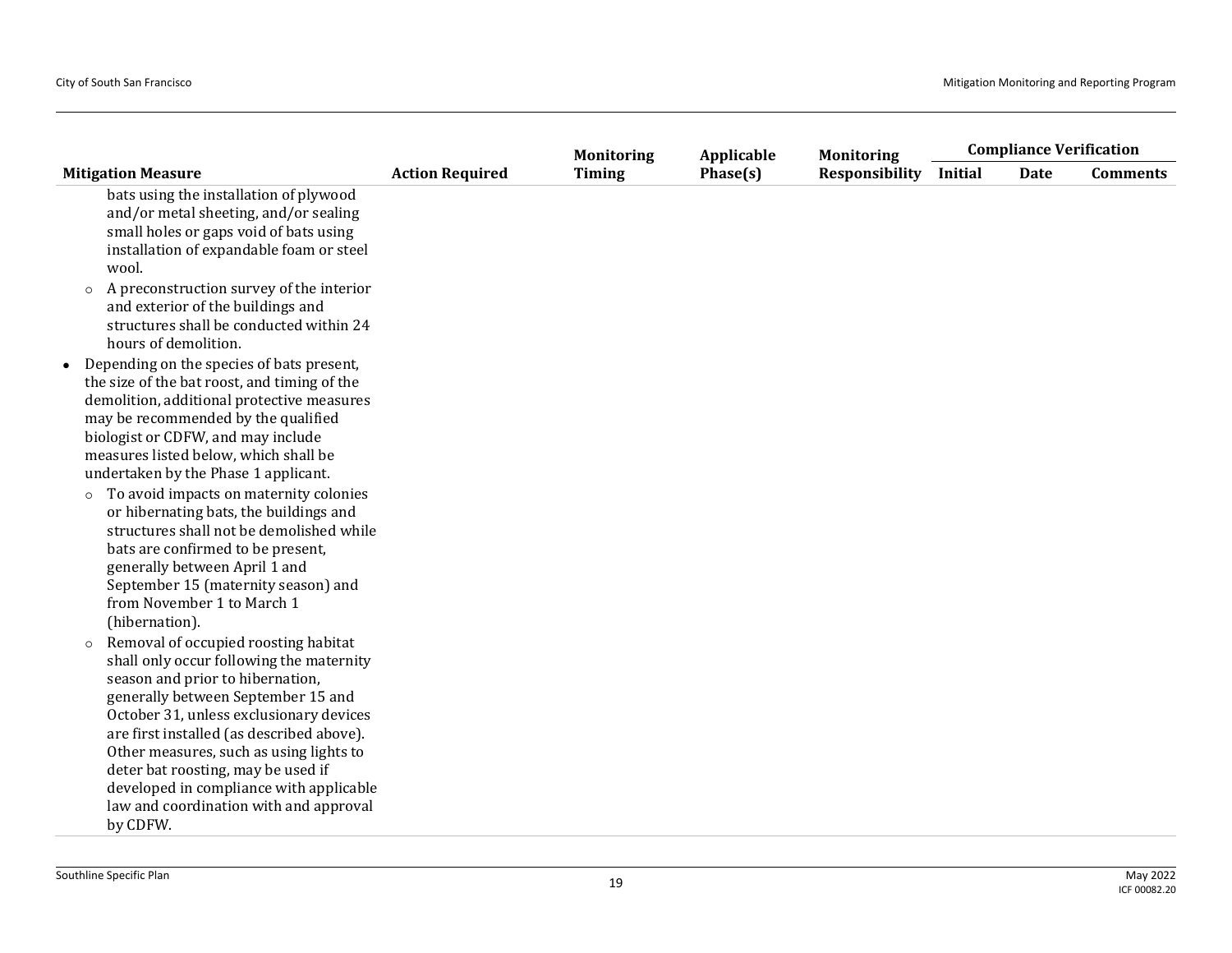| Mitigation Measure | Action Required | Monitoring Timing | Applicable Phase(s) | Monitoring Responsibility | Compliance Verification | | |
|---|---|---|---|---|---|---|---|
| | | | | | Initial | Date | Comments |
| bats using the installation of plywood and/or metal sheeting, and/or sealing small holes or gaps void of bats using installation of expandable foam or steel wool.<br>○ A preconstruction survey of the interior and exterior of the buildings and structures shall be conducted within 24 hours of demolition.<br>• Depending on the species of bats present, the size of the bat roost, and timing of the demolition, additional protective measures may be recommended by the qualified biologist or CDFW, and may include measures listed below, which shall be undertaken by the Phase 1 applicant.<br>○ To avoid impacts on maternity colonies or hibernating bats, the buildings and structures shall not be demolished while bats are confirmed to be present, generally between April 1 and September 15 (maternity season) and from November 1 to March 1 (hibernation).<br>○ Removal of occupied roosting habitat shall only occur following the maternity season and prior to hibernation, generally between September 15 and October 31, unless exclusionary devices are first installed (as described above). Other measures, such as using lights to deter bat roosting, may be used if developed in compliance with applicable law and coordination with and approval by CDFW. | | | | | | | |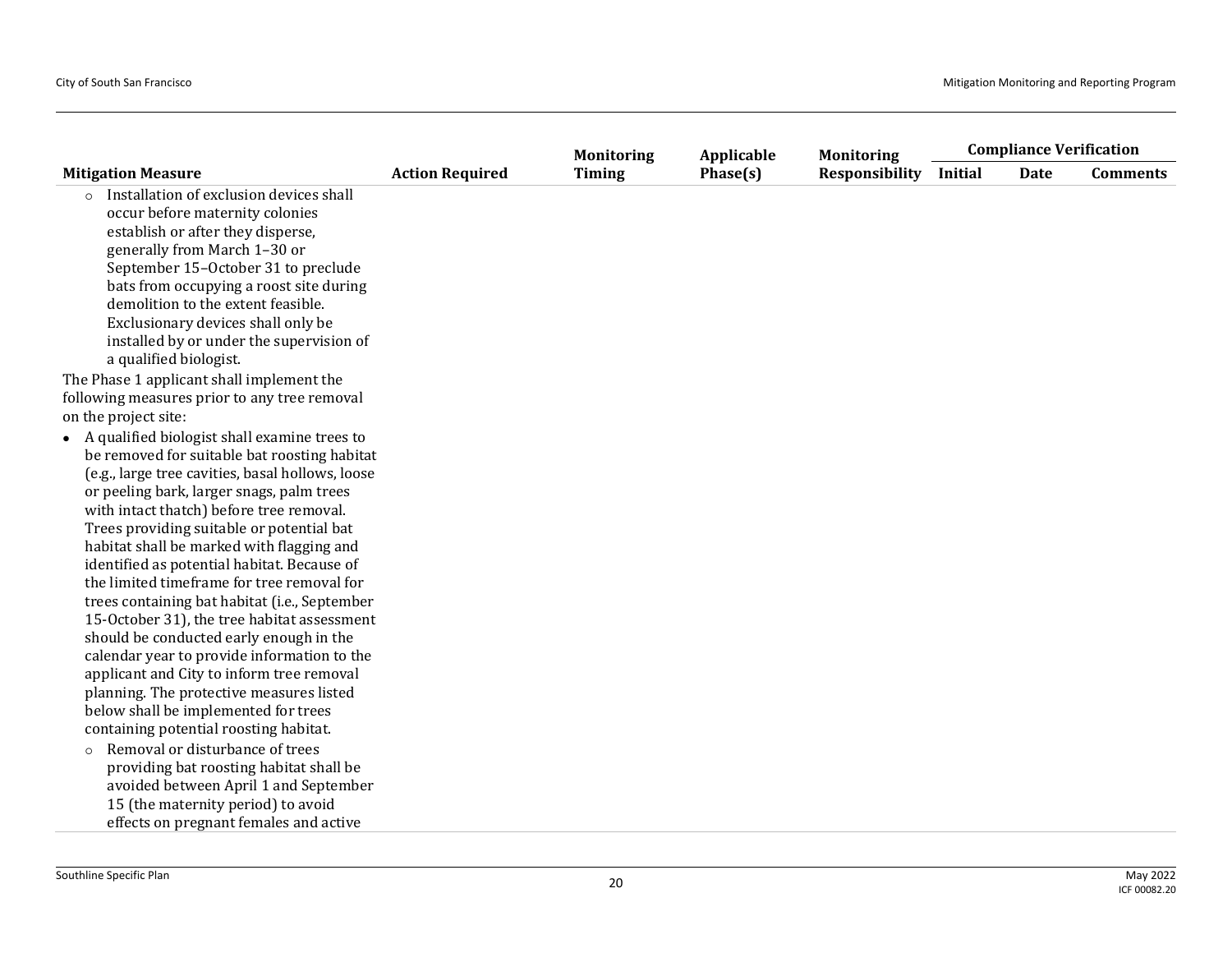| Mitigation Measure | Action Required | Monitoring Timing | Applicable Phase(s) | Monitoring Responsibility | Compliance Verification | | |
|---|---|---|---|---|---|---|---|
| | | | | | Initial | Date | Comments |
| ◦ Installation of exclusion devices shall occur before maternity colonies establish or after they disperse, generally from March 1–30 or September 15–October 31 to preclude bats from occupying a roost site during demolition to the extent feasible. Exclusionary devices shall only be installed by or under the supervision of a qualified biologist.<br><br>The Phase 1 applicant shall implement the following measures prior to any tree removal on the project site:<br><br>• A qualified biologist shall examine trees to be removed for suitable bat roosting habitat (e.g., large tree cavities, basal hollows, loose or peeling bark, larger snags, palm trees with intact thatch) before tree removal. Trees providing suitable or potential bat habitat shall be marked with flagging and identified as potential habitat. Because of the limited timeframe for tree removal for trees containing bat habitat (i.e., September 15-October 31), the tree habitat assessment should be conducted early enough in the calendar year to provide information to the applicant and City to inform tree removal planning. The protective measures listed below shall be implemented for trees containing potential roosting habitat.<br><br>◦ Removal or disturbance of trees providing bat roosting habitat shall be avoided between April 1 and September 15 (the maternity period) to avoid effects on pregnant females and active | | | | | | | |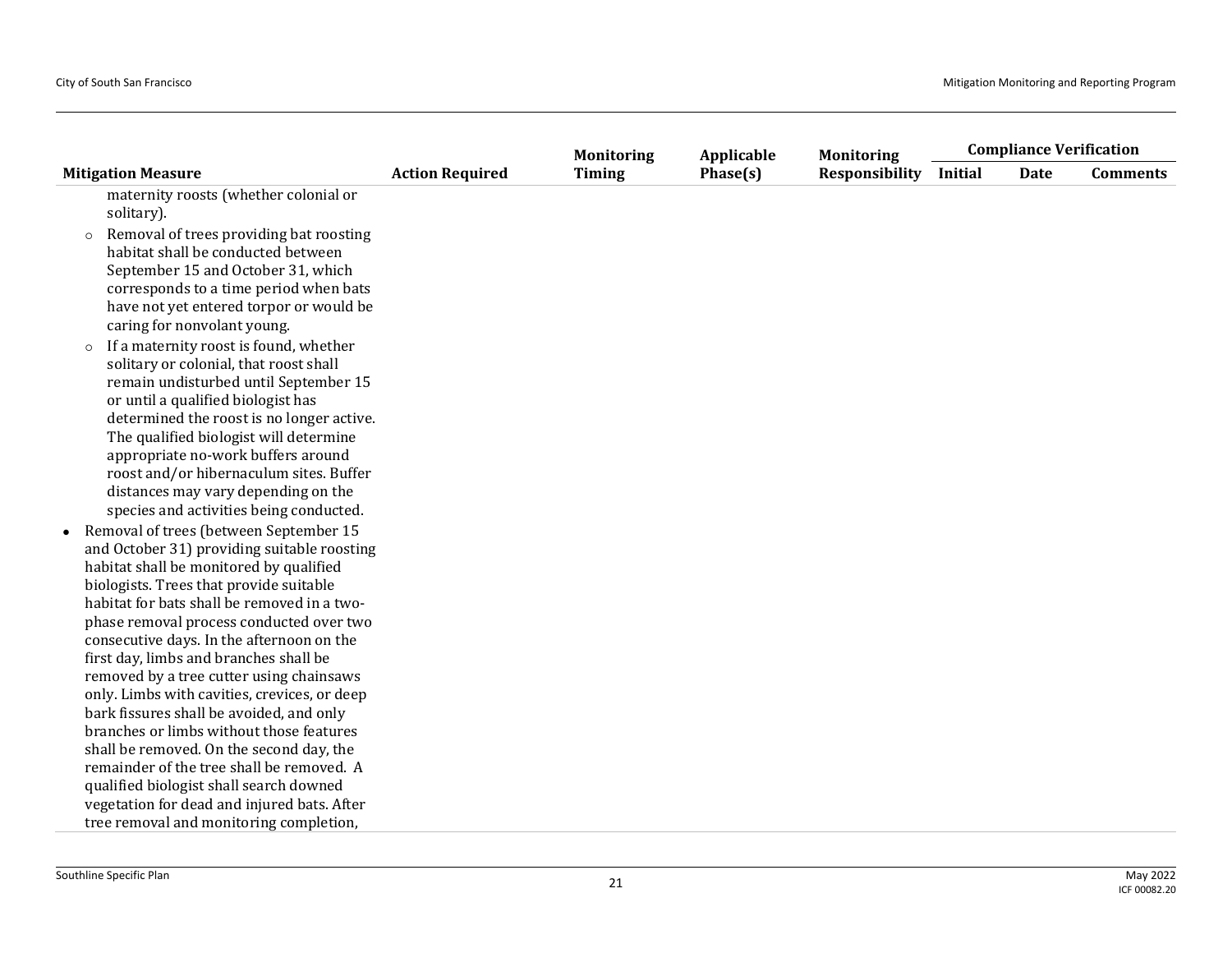| Mitigation Measure | Action Required | Monitoring Timing | Applicable Phase(s) | Monitoring Responsibility | Compliance Verification | | |
|---|---|---|---|---|---|---|---|
| | | | | | Initial | Date | Comments |
| maternity roosts (whether colonial or solitary).<br>◦ Removal of trees providing bat roosting habitat shall be conducted between September 15 and October 31, which corresponds to a time period when bats have not yet entered torpor or would be caring for nonvolant young.<br>◦ If a maternity roost is found, whether solitary or colonial, that roost shall remain undisturbed until September 15 or until a qualified biologist has determined the roost is no longer active. The qualified biologist will determine appropriate no-work buffers around roost and/or hibernaculum sites. Buffer distances may vary depending on the species and activities being conducted.<br>• Removal of trees (between September 15 and October 31) providing suitable roosting habitat shall be monitored by qualified biologists. Trees that provide suitable habitat for bats shall be removed in a two-phase removal process conducted over two consecutive days. In the afternoon on the first day, limbs and branches shall be removed by a tree cutter using chainsaws only. Limbs with cavities, crevices, or deep bark fissures shall be avoided, and only branches or limbs without those features shall be removed. On the second day, the remainder of the tree shall be removed. A qualified biologist shall search downed vegetation for dead and injured bats. After tree removal and monitoring completion, | | | | | | | |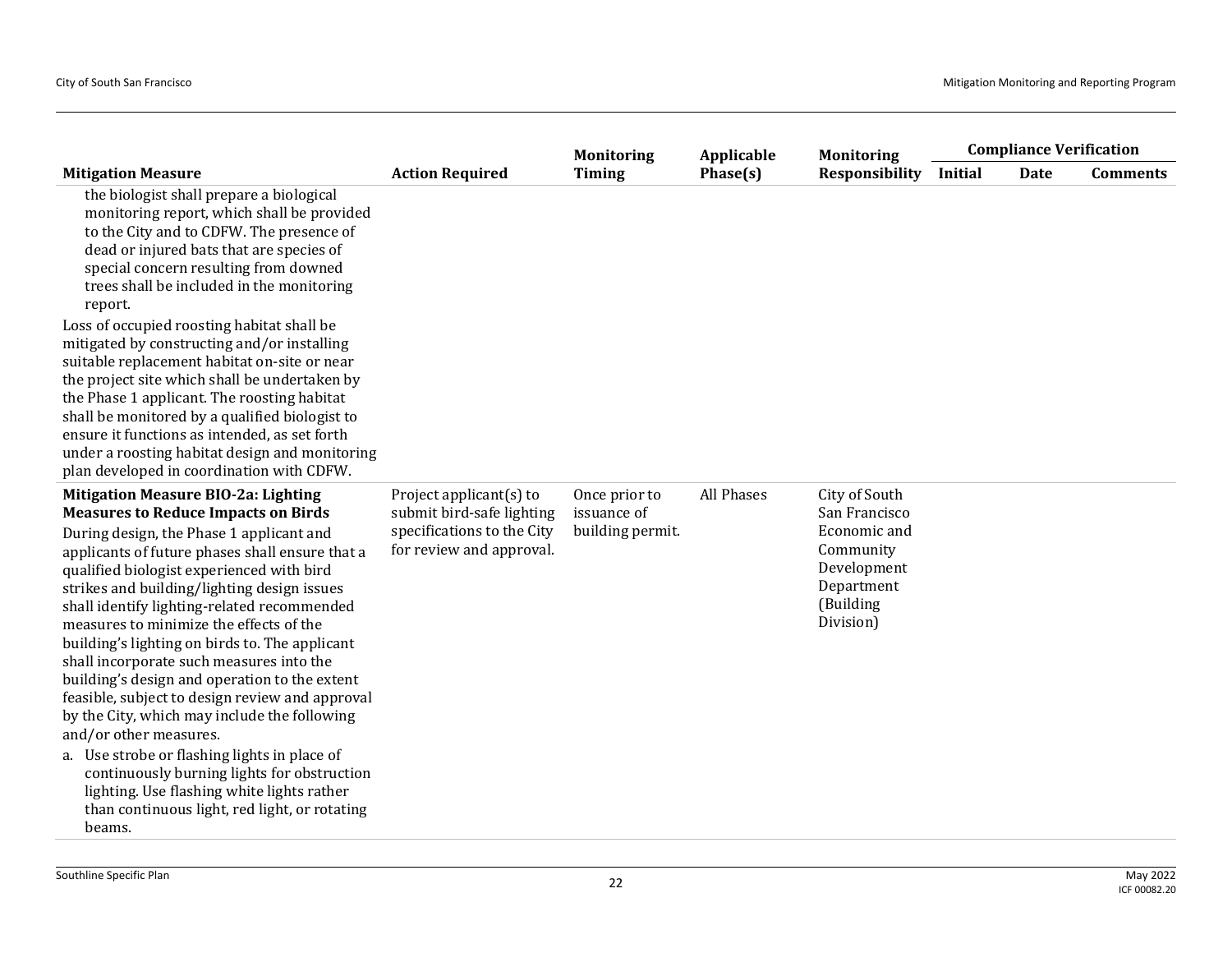| Mitigation Measure | Action Required | Monitoring Timing | Applicable Phase(s) | Monitoring Responsibility | Compliance Verification | | |
|---|---|---|---|---|---|---|---|
| | | | | | Initial | Date | Comments |
| the biologist shall prepare a biological monitoring report, which shall be provided to the City and to CDFW. The presence of dead or injured bats that are species of special concern resulting from downed trees shall be included in the monitoring report.<br>Loss of occupied roosting habitat shall be mitigated by constructing and/or installing suitable replacement habitat on-site or near the project site which shall be undertaken by the Phase 1 applicant. The roosting habitat shall be monitored by a qualified biologist to ensure it functions as intended, as set forth under a roosting habitat design and monitoring plan developed in coordination with CDFW. | | | | | | | |
| **Mitigation Measure BIO-2a: Lighting Measures to Reduce Impacts on Birds**<br>During design, the Phase 1 applicant and applicants of future phases shall ensure that a qualified biologist experienced with bird strikes and building/lighting design issues shall identify lighting-related recommended measures to minimize the effects of the building's lighting on birds to. The applicant shall incorporate such measures into the building's design and operation to the extent feasible, subject to design review and approval by the City, which may include the following and/or other measures.<br>a. Use strobe or flashing lights in place of continuously burning lights for obstruction lighting. Use flashing white lights rather than continuous light, red light, or rotating beams. | Project applicant(s) to submit bird-safe lighting specifications to the City for review and approval. | Once prior to issuance of building permit. | All Phases | City of South San Francisco Economic and Community Development Department (Building Division) | | | |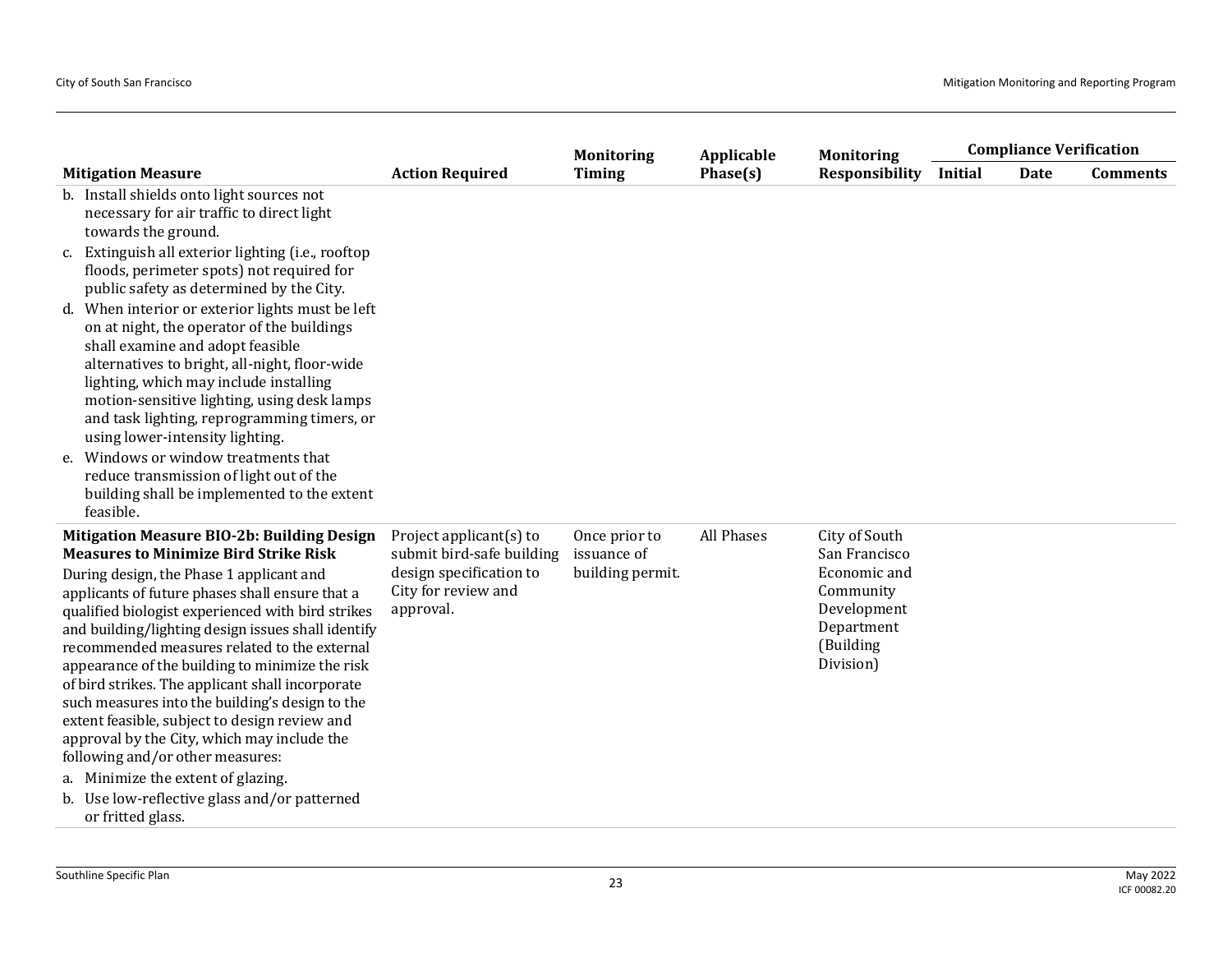| Mitigation Measure | Action Required | Monitoring Timing | Applicable Phase(s) | Monitoring Responsibility | Compliance Verification | | |
|---|---|---|---|---|---|---|---|
| | | | | | Initial | Date | Comments |
| b. Install shields onto light sources not necessary for air traffic to direct light towards the ground.<br>c. Extinguish all exterior lighting (i.e., rooftop floods, perimeter spots) not required for public safety as determined by the City.<br>d. When interior or exterior lights must be left on at night, the operator of the buildings shall examine and adopt feasible alternatives to bright, all-night, floor-wide lighting, which may include installing motion-sensitive lighting, using desk lamps and task lighting, reprogramming timers, or using lower-intensity lighting.<br>e. Windows or window treatments that reduce transmission of light out of the building shall be implemented to the extent feasible. | | | | | | | |
| **Mitigation Measure BIO-2b: Building Design Measures to Minimize Bird Strike Risk**<br>During design, the Phase 1 applicant and applicants of future phases shall ensure that a qualified biologist experienced with bird strikes and building/lighting design issues shall identify recommended measures related to the external appearance of the building to minimize the risk of bird strikes. The applicant shall incorporate such measures into the building's design to the extent feasible, subject to design review and approval by the City, which may include the following and/or other measures:<br>a. Minimize the extent of glazing.<br>b. Use low-reflective glass and/or patterned or fritted glass. | Project applicant(s) to submit bird-safe building design specification to City for review and approval. | Once prior to issuance of building permit. | All Phases | City of South San Francisco Economic and Community Development Department (Building Division) | | | |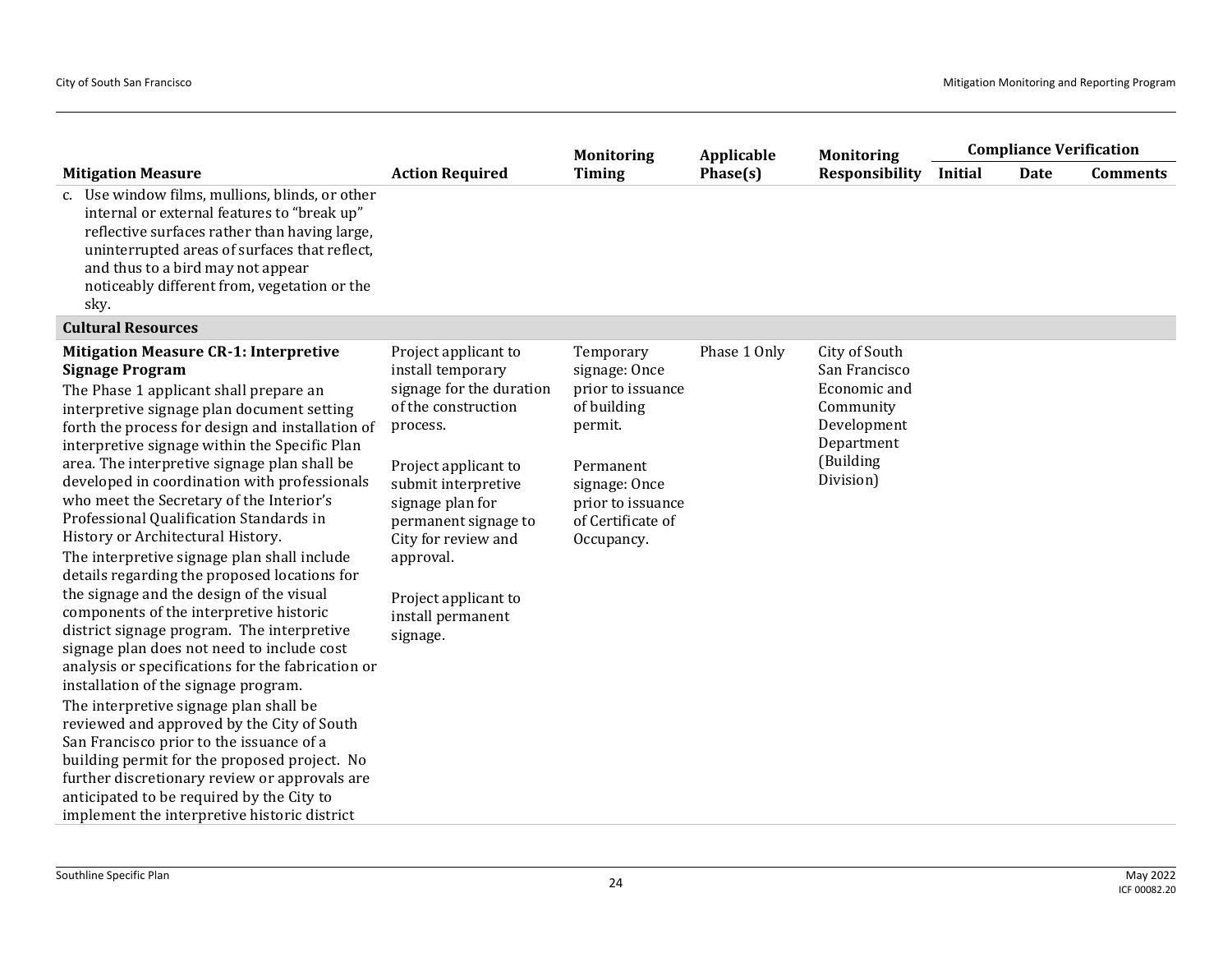| Mitigation Measure | Action Required | Monitoring Timing | Applicable Phase(s) | Monitoring Responsibility | Compliance Verification | | |
|---|---|---|---|---|---|---|---|
| | | | | | Initial | Date | Comments |
| c. Use window films, mullions, blinds, or other internal or external features to "break up" reflective surfaces rather than having large, uninterrupted areas of surfaces that reflect, and thus to a bird may not appear noticeably different from, vegetation or the sky. | | | | | | | |
| **Cultural Resources** | | | | | | | |
| **Mitigation Measure CR-1: Interpretive Signage Program**<br>The Phase 1 applicant shall prepare an interpretive signage plan document setting forth the process for design and installation of interpretive signage within the Specific Plan area. The interpretive signage plan shall be developed in coordination with professionals who meet the Secretary of the Interior's Professional Qualification Standards in History or Architectural History.<br>The interpretive signage plan shall include details regarding the proposed locations for the signage and the design of the visual components of the interpretive historic district signage program. The interpretive signage plan does not need to include cost analysis or specifications for the fabrication or installation of the signage program.<br>The interpretive signage plan shall be reviewed and approved by the City of South San Francisco prior to the issuance of a building permit for the proposed project. No further discretionary review or approvals are anticipated to be required by the City to implement the interpretive historic district | Project applicant to install temporary signage for the duration of the construction process.<br><br>Project applicant to submit interpretive signage plan for permanent signage to City for review and approval.<br><br>Project applicant to install permanent signage. | Temporary signage: Once prior to issuance of building permit.<br><br>Permanent signage: Once prior to issuance of Certificate of Occupancy. | Phase 1 Only | City of South San Francisco Economic and Community Development Department (Building Division) | | | |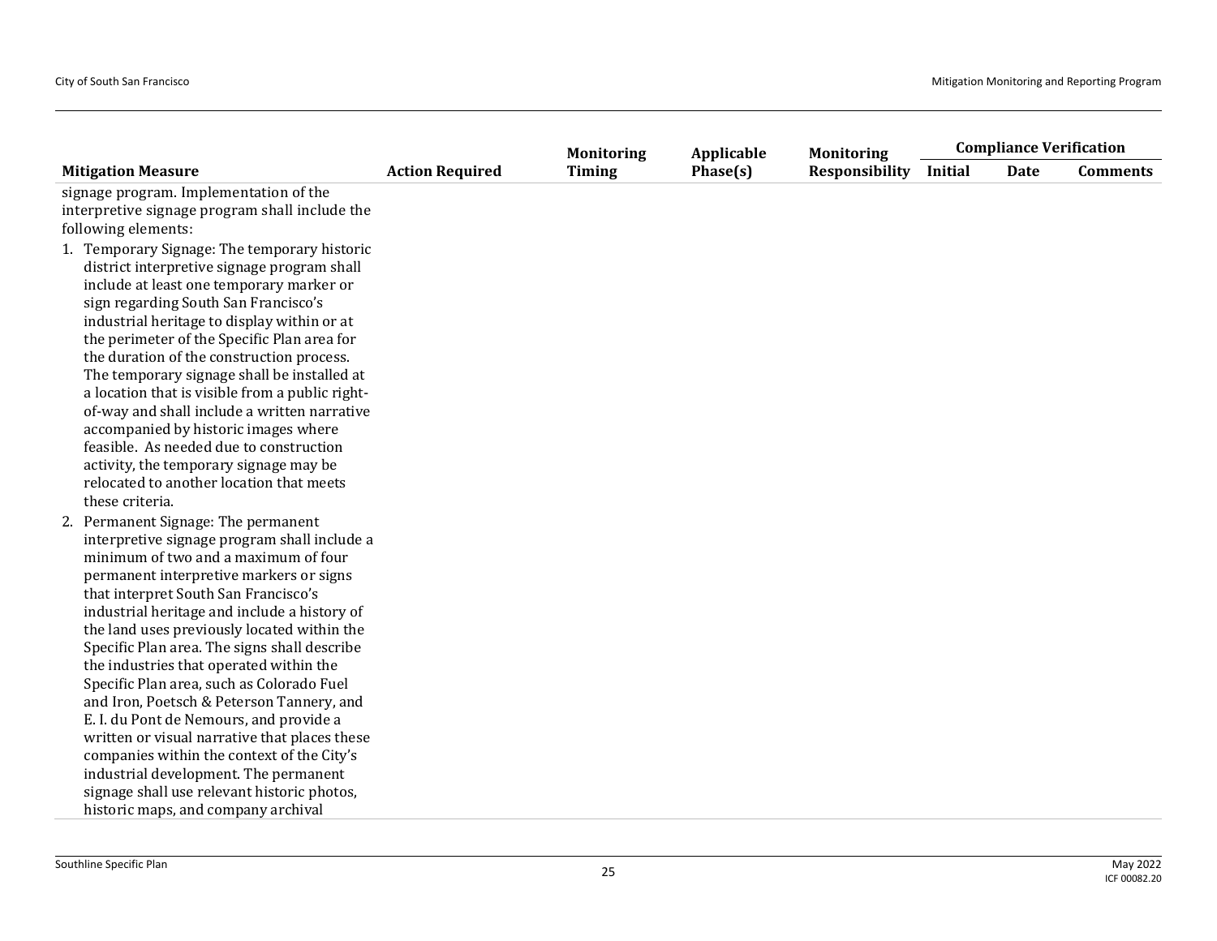| Mitigation Measure | Action Required | Monitoring Timing | Applicable Phase(s) | Monitoring Responsibility | Compliance Verification | | |
|---|---|---|---|---|---|---|---|
| | | | | | Initial | Date | Comments |
| signage program. Implementation of the interpretive signage program shall include the following elements:<br>1. Temporary Signage: The temporary historic district interpretive signage program shall include at least one temporary marker or sign regarding South San Francisco's industrial heritage to display within or at the perimeter of the Specific Plan area for the duration of the construction process. The temporary signage shall be installed at a location that is visible from a public right-of-way and shall include a written narrative accompanied by historic images where feasible. As needed due to construction activity, the temporary signage may be relocated to another location that meets these criteria.<br>2. Permanent Signage: The permanent interpretive signage program shall include a minimum of two and a maximum of four permanent interpretive markers or signs that interpret South San Francisco's industrial heritage and include a history of the land uses previously located within the Specific Plan area. The signs shall describe the industries that operated within the Specific Plan area, such as Colorado Fuel and Iron, Poetsch & Peterson Tannery, and E. I. du Pont de Nemours, and provide a written or visual narrative that places these companies within the context of the City's industrial development. The permanent signage shall use relevant historic photos, historic maps, and company archival | | | | | | | |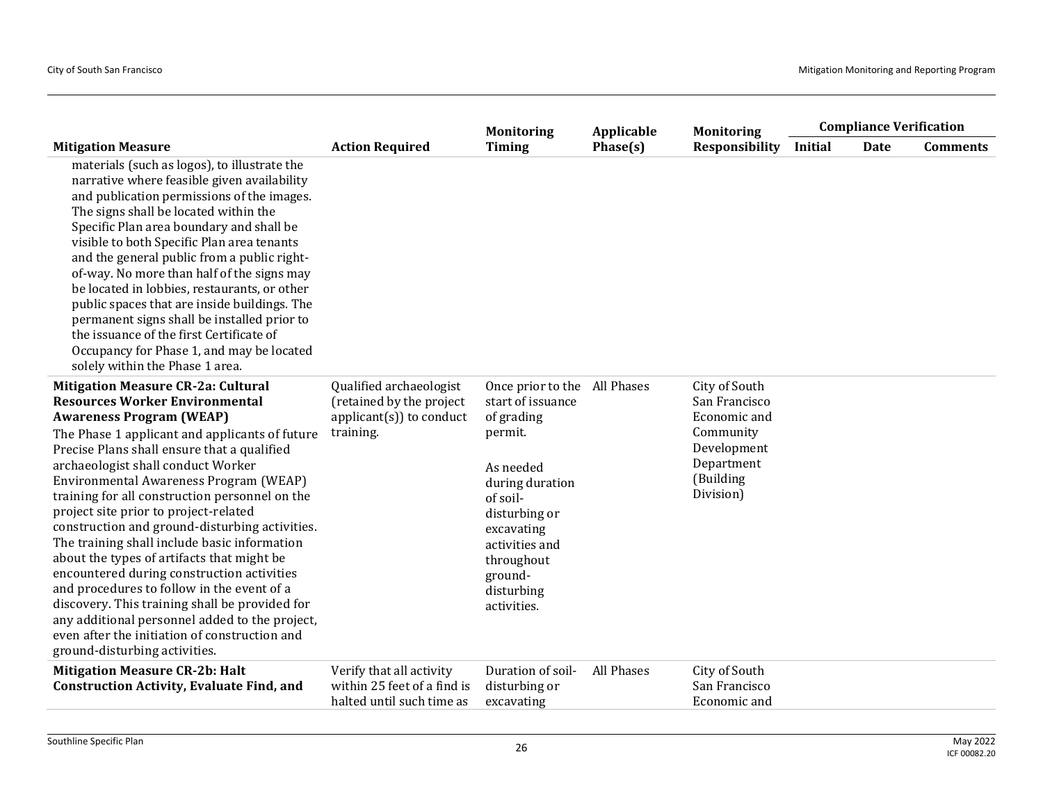| Mitigation Measure | Action Required | Monitoring Timing | Applicable Phase(s) | Monitoring Responsibility | Compliance Verification | | |
|---|---|---|---|---|---|---|---|
| | | | | | Initial | Date | Comments |
| materials (such as logos), to illustrate the narrative where feasible given availability and publication permissions of the images. The signs shall be located within the Specific Plan area boundary and shall be visible to both Specific Plan area tenants and the general public from a public right-of-way. No more than half of the signs may be located in lobbies, restaurants, or other public spaces that are inside buildings. The permanent signs shall be installed prior to the issuance of the first Certificate of Occupancy for Phase 1, and may be located solely within the Phase 1 area. | | | | | | | |
| **Mitigation Measure CR-2a: Cultural Resources Worker Environmental Awareness Program (WEAP)**<br>The Phase 1 applicant and applicants of future Precise Plans shall ensure that a qualified archaeologist shall conduct Worker Environmental Awareness Program (WEAP) training for all construction personnel on the project site prior to project-related construction and ground-disturbing activities. The training shall include basic information about the types of artifacts that might be encountered during construction activities and procedures to follow in the event of a discovery. This training shall be provided for any additional personnel added to the project, even after the initiation of construction and ground-disturbing activities. | Qualified archaeologist (retained by the project applicant(s)) to conduct training. | Once prior to the start of issuance of grading permit.<br><br>As needed during duration of soil-disturbing or excavating activities and throughout ground-disturbing activities. | All Phases | City of South San Francisco Economic and Community Development Department (Building Division) | | | |
| **Mitigation Measure CR-2b: Halt Construction Activity, Evaluate Find, and** | Verify that all activity within 25 feet of a find is halted until such time as | Duration of soil-disturbing or excavating | All Phases | City of South San Francisco Economic and | | | |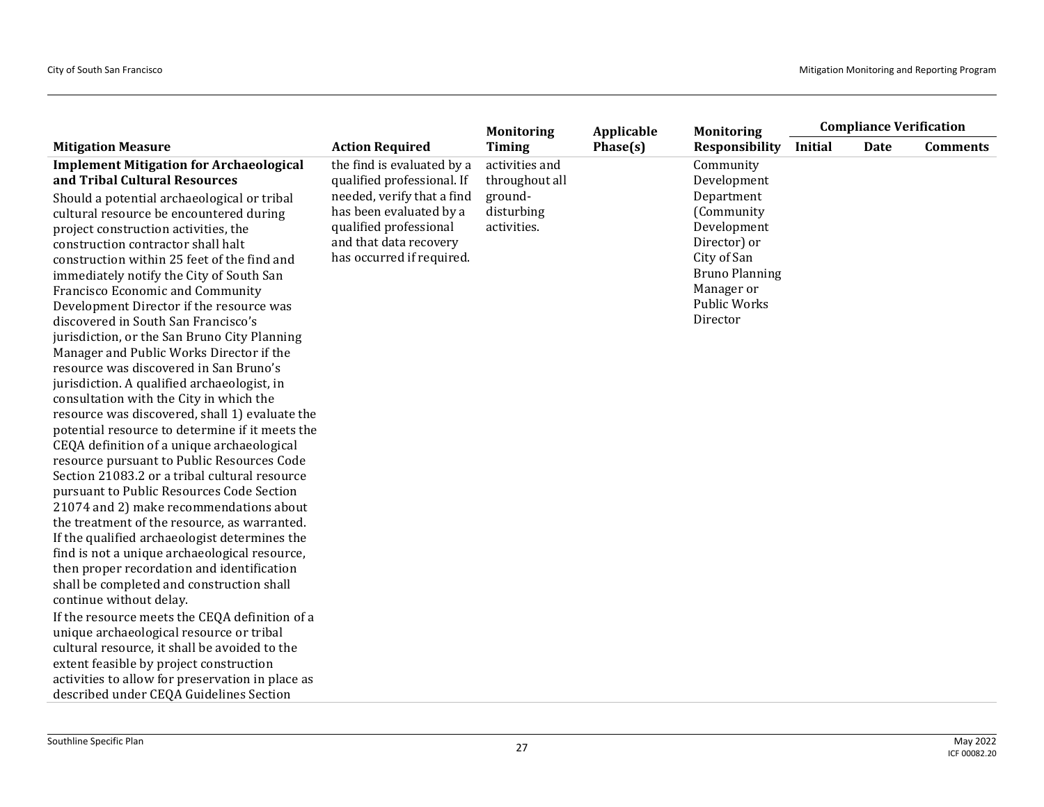| Mitigation Measure | Action Required | Monitoring Timing | Applicable Phase(s) | Monitoring Responsibility | Compliance Verification | | |
|---|---|---|---|---|---|---|---|
| | | | | | Initial | Date | Comments |
| **Implement Mitigation for Archaeological and Tribal Cultural Resources**<br>Should a potential archaeological or tribal cultural resource be encountered during project construction activities, the construction contractor shall halt construction within 25 feet of the find and immediately notify the City of South San Francisco Economic and Community Development Director if the resource was discovered in South San Francisco's jurisdiction, or the San Bruno City Planning Manager and Public Works Director if the resource was discovered in San Bruno's jurisdiction. A qualified archaeologist, in consultation with the City in which the resource was discovered, shall 1) evaluate the potential resource to determine if it meets the CEQA definition of a unique archaeological resource pursuant to Public Resources Code Section 21083.2 or a tribal cultural resource pursuant to Public Resources Code Section 21074 and 2) make recommendations about the treatment of the resource, as warranted. If the qualified archaeologist determines the find is not a unique archaeological resource, then proper recordation and identification shall be completed and construction shall continue without delay.<br>If the resource meets the CEQA definition of a unique archaeological resource or tribal cultural resource, it shall be avoided to the extent feasible by project construction activities to allow for preservation in place as described under CEQA Guidelines Section | the find is evaluated by a qualified professional. If needed, verify that a find has been evaluated by a qualified professional and that data recovery has occurred if required. | activities and throughout all ground-disturbing activities. | | Community Development Department (Community Development Director) or City of San Bruno Planning Manager or Public Works Director | | | |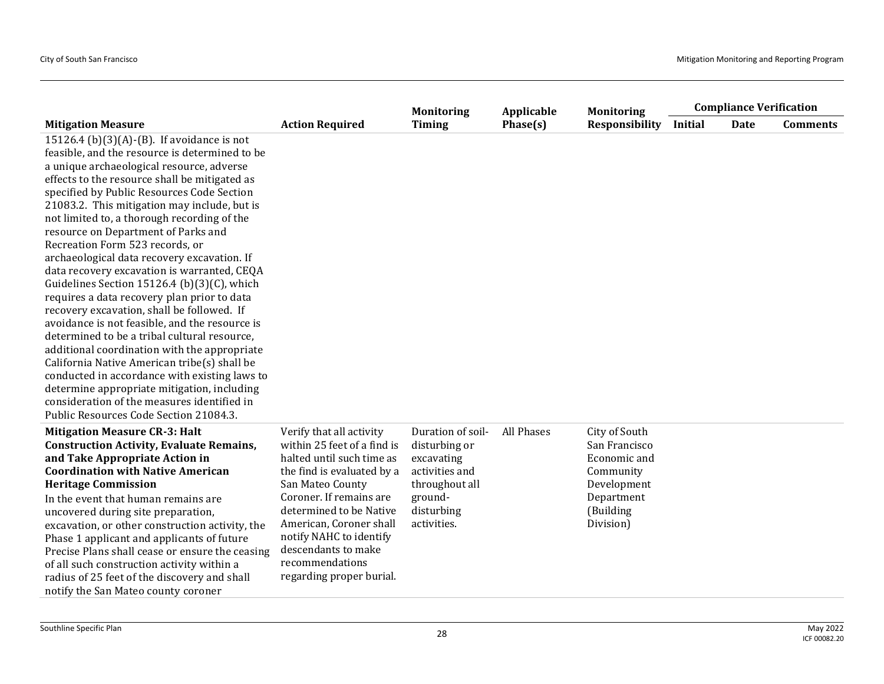| Mitigation Measure | Action Required | Monitoring Timing | Applicable Phase(s) | Monitoring Responsibility | Compliance Verification | | |
|---|---|---|---|---|---|---|---|
| | | | | | Initial | Date | Comments |
| 15126.4 (b)(3)(A)-(B). If avoidance is not feasible, and the resource is determined to be a unique archaeological resource, adverse effects to the resource shall be mitigated as specified by Public Resources Code Section 21083.2. This mitigation may include, but is not limited to, a thorough recording of the resource on Department of Parks and Recreation Form 523 records, or archaeological data recovery excavation. If data recovery excavation is warranted, CEQA Guidelines Section 15126.4 (b)(3)(C), which requires a data recovery plan prior to data recovery excavation, shall be followed. If avoidance is not feasible, and the resource is determined to be a tribal cultural resource, additional coordination with the appropriate California Native American tribe(s) shall be conducted in accordance with existing laws to determine appropriate mitigation, including consideration of the measures identified in Public Resources Code Section 21084.3. | | | | | | | |
| **Mitigation Measure CR-3: Halt Construction Activity, Evaluate Remains, and Take Appropriate Action in Coordination with Native American Heritage Commission** In the event that human remains are uncovered during site preparation, excavation, or other construction activity, the Phase 1 applicant and applicants of future Precise Plans shall cease or ensure the ceasing of all such construction activity within a radius of 25 feet of the discovery and shall notify the San Mateo county coroner | Verify that all activity within 25 feet of a find is halted until such time as the find is evaluated by a San Mateo County Coroner. If remains are determined to be Native American, Coroner shall notify NAHC to identify descendants to make recommendations regarding proper burial. | Duration of soil-disturbing or excavating activities and throughout all ground-disturbing activities. | All Phases | City of South San Francisco Economic and Community Development Department (Building Division) | | | |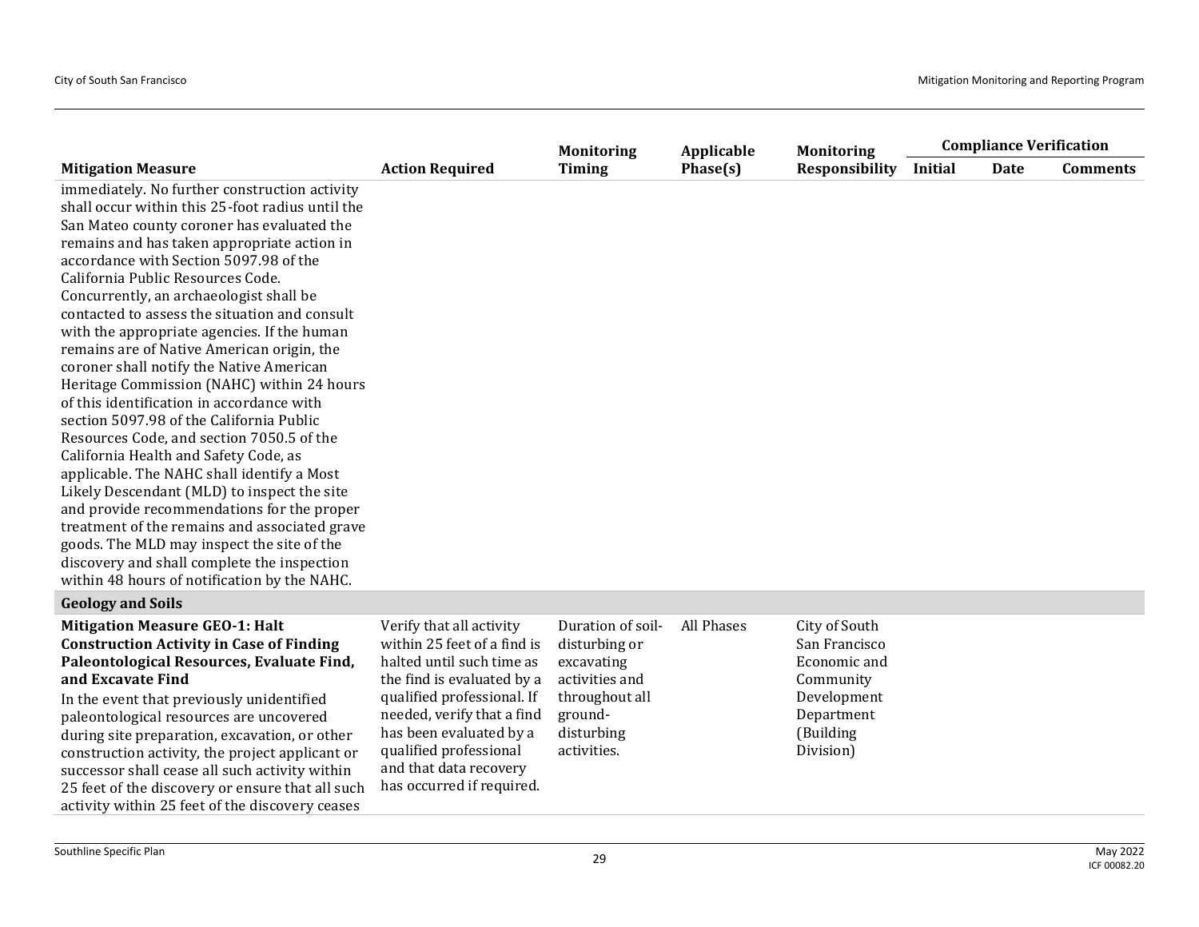| Mitigation Measure | Action Required | Monitoring Timing | Applicable Phase(s) | Monitoring Responsibility | Compliance Verification | | |
|---|---|---|---|---|---|---|---|
| | | | | | Initial | Date | Comments |
| immediately. No further construction activity shall occur within this 25-foot radius until the San Mateo county coroner has evaluated the remains and has taken appropriate action in accordance with Section 5097.98 of the California Public Resources Code. Concurrently, an archaeologist shall be contacted to assess the situation and consult with the appropriate agencies. If the human remains are of Native American origin, the coroner shall notify the Native American Heritage Commission (NAHC) within 24 hours of this identification in accordance with section 5097.98 of the California Public Resources Code, and section 7050.5 of the California Health and Safety Code, as applicable. The NAHC shall identify a Most Likely Descendant (MLD) to inspect the site and provide recommendations for the proper treatment of the remains and associated grave goods. The MLD may inspect the site of the discovery and shall complete the inspection within 48 hours of notification by the NAHC. | | | | | | | |
| **Geology and Soils** | | | | | | | |
| **Mitigation Measure GEO-1: Halt Construction Activity in Case of Finding Paleontological Resources, Evaluate Find, and Excavate Find** In the event that previously unidentified paleontological resources are uncovered during site preparation, excavation, or other construction activity, the project applicant or successor shall cease all such activity within 25 feet of the discovery or ensure that all such activity within 25 feet of the discovery ceases | Verify that all activity within 25 feet of a find is halted until such time as the find is evaluated by a qualified professional. If needed, verify that a find has been evaluated by a qualified professional and that data recovery has occurred if required. | Duration of soil-disturbing or excavating activities and throughout all ground-disturbing activities. | All Phases | City of South San Francisco Economic and Community Development Department (Building Division) | | | |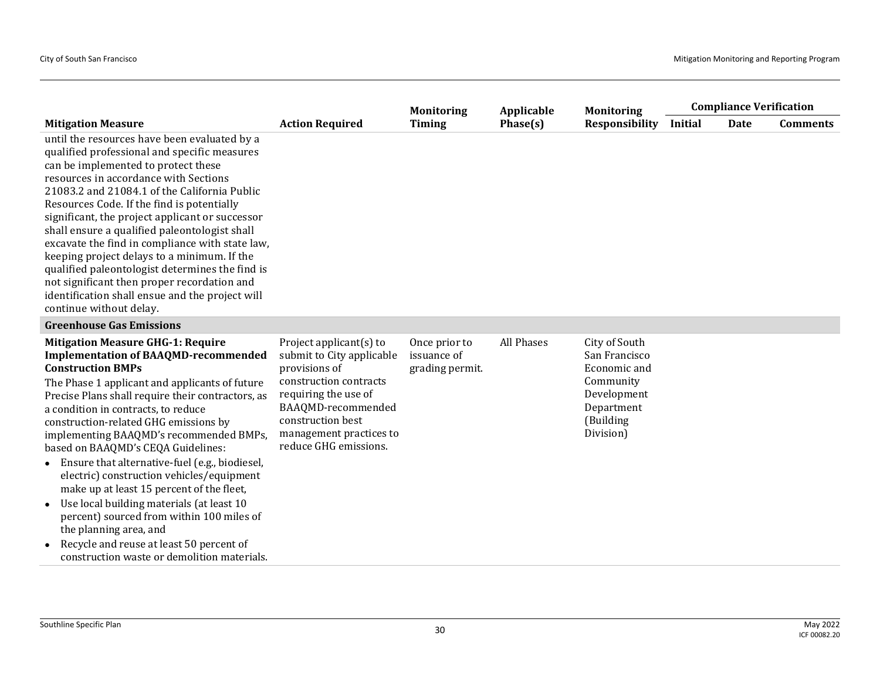| Mitigation Measure | Action Required | Monitoring Timing | Applicable Phase(s) | Monitoring Responsibility | Compliance Verification | | |
|---|---|---|---|---|---|---|---|
| | | | | | Initial | Date | Comments |
| until the resources have been evaluated by a qualified professional and specific measures can be implemented to protect these resources in accordance with Sections 21083.2 and 21084.1 of the California Public Resources Code. If the find is potentially significant, the project applicant or successor shall ensure a qualified paleontologist shall excavate the find in compliance with state law, keeping project delays to a minimum. If the qualified paleontologist determines the find is not significant then proper recordation and identification shall ensue and the project will continue without delay. | | | | | | | |
| **Greenhouse Gas Emissions** | | | | | | | |
| **Mitigation Measure GHG-1: Require Implementation of BAAQMD-recommended Construction BMPs**<br>The Phase 1 applicant and applicants of future Precise Plans shall require their contractors, as a condition in contracts, to reduce construction-related GHG emissions by implementing BAAQMD's recommended BMPs, based on BAAQMD's CEQA Guidelines:<br>• Ensure that alternative-fuel (e.g., biodiesel, electric) construction vehicles/equipment make up at least 15 percent of the fleet,<br>• Use local building materials (at least 10 percent) sourced from within 100 miles of the planning area, and<br>• Recycle and reuse at least 50 percent of construction waste or demolition materials. | Project applicant(s) to submit to City applicable provisions of construction contracts requiring the use of BAAQMD-recommended construction best management practices to reduce GHG emissions. | Once prior to issuance of grading permit. | All Phases | City of South San Francisco Economic and Community Development Department (Building Division) | | | |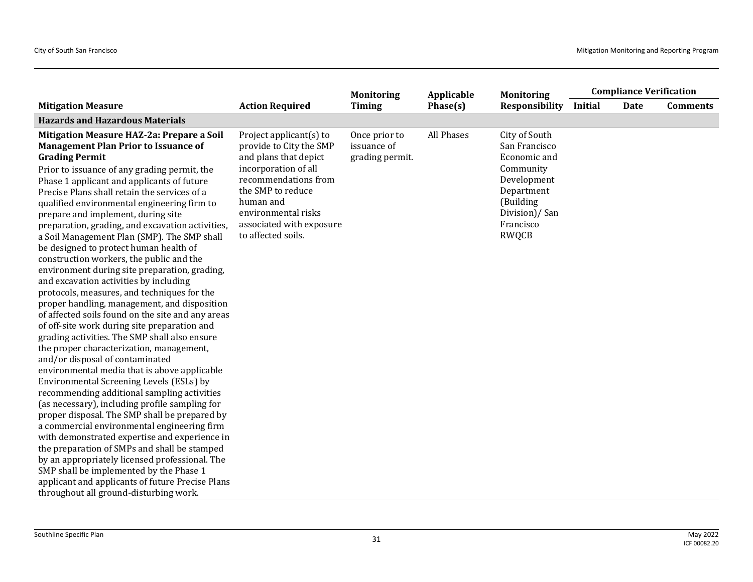| Mitigation Measure | Action Required | Monitoring Timing | Applicable Phase(s) | Monitoring Responsibility | Compliance Verification | | |
|---|---|---|---|---|---|---|---|
| | | | | | Initial | Date | Comments |
| **Hazards and Hazardous Materials** | | | | | | | |
| **Mitigation Measure HAZ-2a: Prepare a Soil Management Plan Prior to Issuance of Grading Permit** Prior to issuance of any grading permit, the Phase 1 applicant and applicants of future Precise Plans shall retain the services of a qualified environmental engineering firm to prepare and implement, during site preparation, grading, and excavation activities, a Soil Management Plan (SMP). The SMP shall be designed to protect human health of construction workers, the public and the environment during site preparation, grading, and excavation activities by including protocols, measures, and techniques for the proper handling, management, and disposition of affected soils found on the site and any areas of off-site work during site preparation and grading activities. The SMP shall also ensure the proper characterization, management, and/or disposal of contaminated environmental media that is above applicable Environmental Screening Levels (ESLs) by recommending additional sampling activities (as necessary), including profile sampling for proper disposal. The SMP shall be prepared by a commercial environmental engineering firm with demonstrated expertise and experience in the preparation of SMPs and shall be stamped by an appropriately licensed professional. The SMP shall be implemented by the Phase 1 applicant and applicants of future Precise Plans throughout all ground-disturbing work. | Project applicant(s) to provide to City the SMP and plans that depict incorporation of all recommendations from the SMP to reduce human and environmental risks associated with exposure to affected soils. | Once prior to issuance of grading permit. | All Phases | City of South San Francisco Economic and Community Development Department (Building Division)/ San Francisco RWQCB | | | |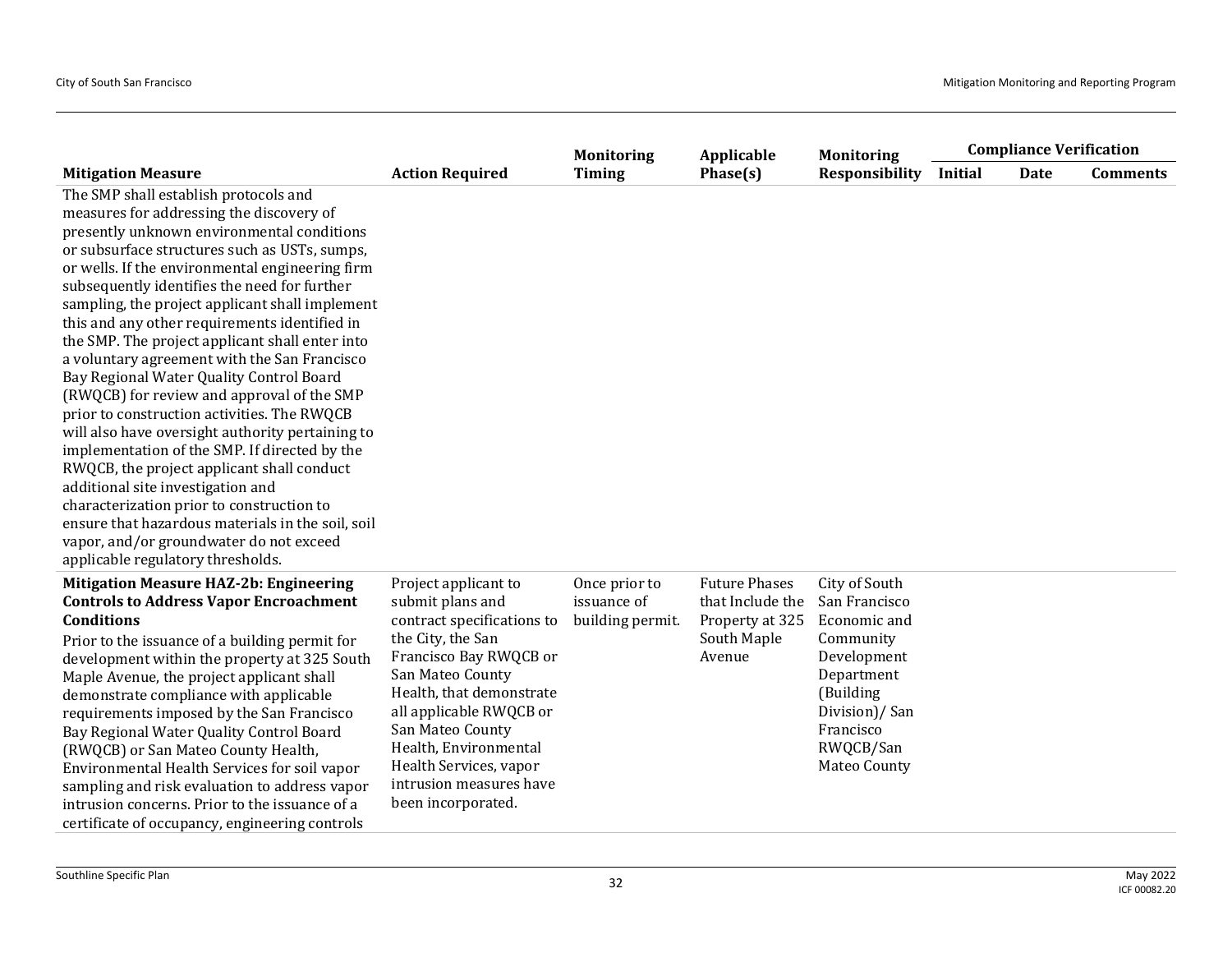| Mitigation Measure | Action Required | Monitoring Timing | Applicable Phase(s) | Monitoring Responsibility | Compliance Verification | | |
|---|---|---|---|---|---|---|---|
| | | | | | Initial | Date | Comments |
| The SMP shall establish protocols and measures for addressing the discovery of presently unknown environmental conditions or subsurface structures such as USTs, sumps, or wells. If the environmental engineering firm subsequently identifies the need for further sampling, the project applicant shall implement this and any other requirements identified in the SMP. The project applicant shall enter into a voluntary agreement with the San Francisco Bay Regional Water Quality Control Board (RWQCB) for review and approval of the SMP prior to construction activities. The RWQCB will also have oversight authority pertaining to implementation of the SMP. If directed by the RWQCB, the project applicant shall conduct additional site investigation and characterization prior to construction to ensure that hazardous materials in the soil, soil vapor, and/or groundwater do not exceed applicable regulatory thresholds. | | | | | | | |
| **Mitigation Measure HAZ-2b: Engineering Controls to Address Vapor Encroachment Conditions** Prior to the issuance of a building permit for development within the property at 325 South Maple Avenue, the project applicant shall demonstrate compliance with applicable requirements imposed by the San Francisco Bay Regional Water Quality Control Board (RWQCB) or San Mateo County Health, Environmental Health Services for soil vapor sampling and risk evaluation to address vapor intrusion concerns. Prior to the issuance of a certificate of occupancy, engineering controls | Project applicant to submit plans and contract specifications to the City, the San Francisco Bay RWQCB or San Mateo County Health, that demonstrate all applicable RWQCB or San Mateo County Health, Environmental Health Services, vapor intrusion measures have been incorporated. | Once prior to issuance of building permit. | Future Phases that Include the Property at 325 South Maple Avenue | City of South San Francisco Economic and Community Development Department (Building Division)/ San Francisco RWQCB/San Mateo County | | | |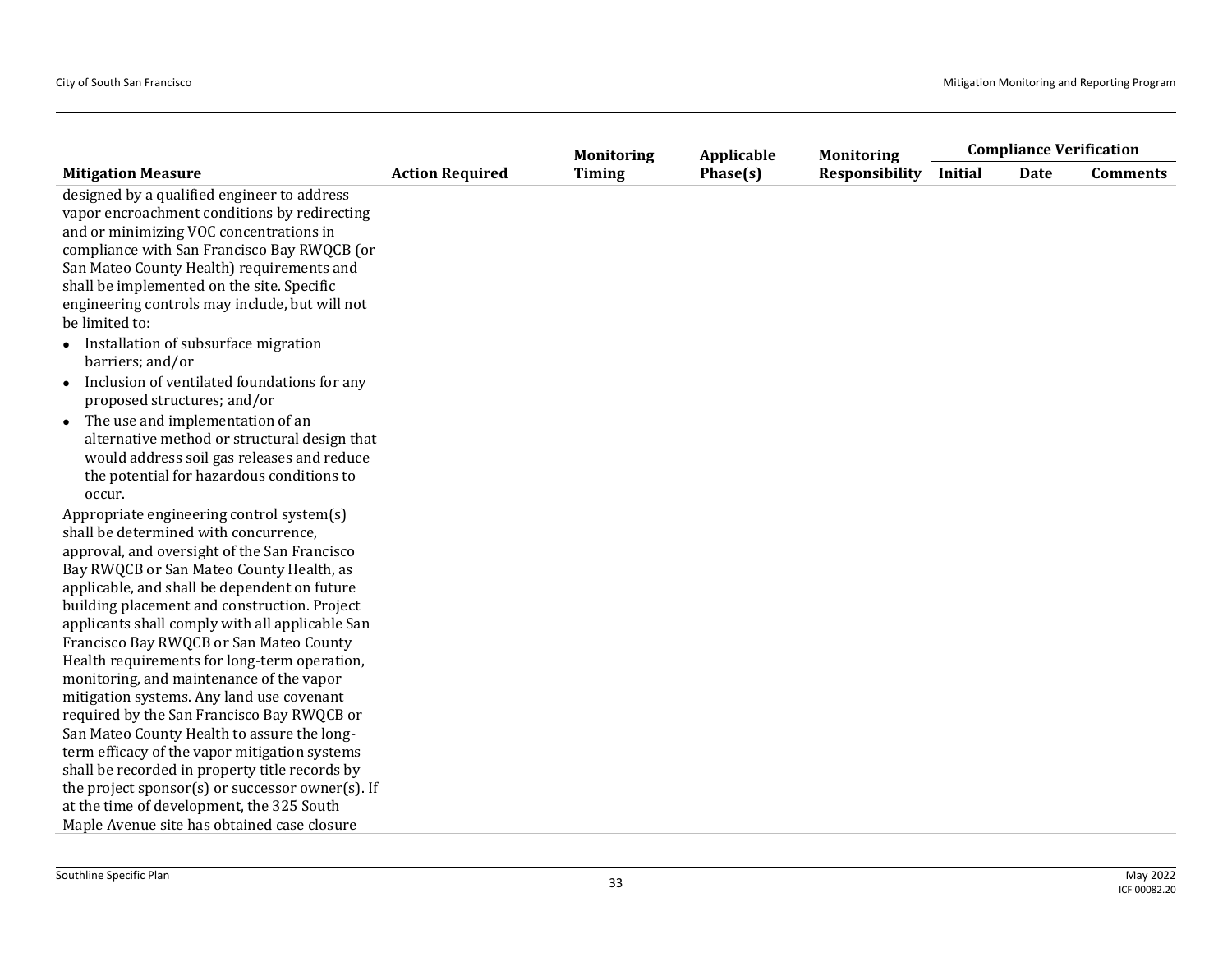| Mitigation Measure | Action Required | Monitoring Timing | Applicable Phase(s) | Monitoring Responsibility | Compliance Verification | | |
|---|---|---|---|---|---|---|---|
| | | | | | Initial | Date | Comments |
| designed by a qualified engineer to address vapor encroachment conditions by redirecting and or minimizing VOC concentrations in compliance with San Francisco Bay RWQCB (or San Mateo County Health) requirements and shall be implemented on the site. Specific engineering controls may include, but will not be limited to:<br>• Installation of subsurface migration barriers; and/or<br>• Inclusion of ventilated foundations for any proposed structures; and/or<br>• The use and implementation of an alternative method or structural design that would address soil gas releases and reduce the potential for hazardous conditions to occur.<br>Appropriate engineering control system(s) shall be determined with concurrence, approval, and oversight of the San Francisco Bay RWQCB or San Mateo County Health, as applicable, and shall be dependent on future building placement and construction. Project applicants shall comply with all applicable San Francisco Bay RWQCB or San Mateo County Health requirements for long-term operation, monitoring, and maintenance of the vapor mitigation systems. Any land use covenant required by the San Francisco Bay RWQCB or San Mateo County Health to assure the long-term efficacy of the vapor mitigation systems shall be recorded in property title records by the project sponsor(s) or successor owner(s). If at the time of development, the 325 South Maple Avenue site has obtained case closure | | | | | | | |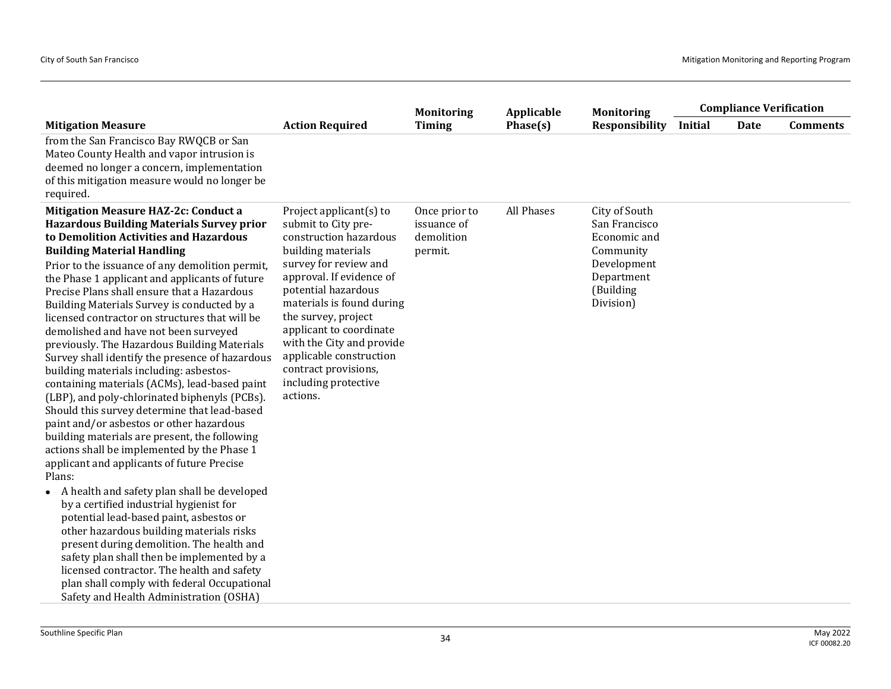| Mitigation Measure | Action Required | Monitoring Timing | Applicable Phase(s) | Monitoring Responsibility | Compliance Verification | | |
|---|---|---|---|---|---|---|---|
| | | | | | Initial | Date | Comments |
| from the San Francisco Bay RWQCB or San Mateo County Health and vapor intrusion is deemed no longer a concern, implementation of this mitigation measure would no longer be required. | | | | | | | |
| **Mitigation Measure HAZ-2c: Conduct a Hazardous Building Materials Survey prior to Demolition Activities and Hazardous Building Material Handling**<br>Prior to the issuance of any demolition permit, the Phase 1 applicant and applicants of future Precise Plans shall ensure that a Hazardous Building Materials Survey is conducted by a licensed contractor on structures that will be demolished and have not been surveyed previously. The Hazardous Building Materials Survey shall identify the presence of hazardous building materials including: asbestos-containing materials (ACMs), lead-based paint (LBP), and poly-chlorinated biphenyls (PCBs). Should this survey determine that lead-based paint and/or asbestos or other hazardous building materials are present, the following actions shall be implemented by the Phase 1 applicant and applicants of future Precise Plans:<br>• A health and safety plan shall be developed by a certified industrial hygienist for potential lead-based paint, asbestos or other hazardous building materials risks present during demolition. The health and safety plan shall then be implemented by a licensed contractor. The health and safety plan shall comply with federal Occupational Safety and Health Administration (OSHA) | Project applicant(s) to submit to City pre-construction hazardous building materials survey for review and approval. If evidence of potential hazardous materials is found during the survey, project applicant to coordinate with the City and provide applicable construction contract provisions, including protective actions. | Once prior to issuance of demolition permit. | All Phases | City of South San Francisco Economic and Community Development Department (Building Division) | | | |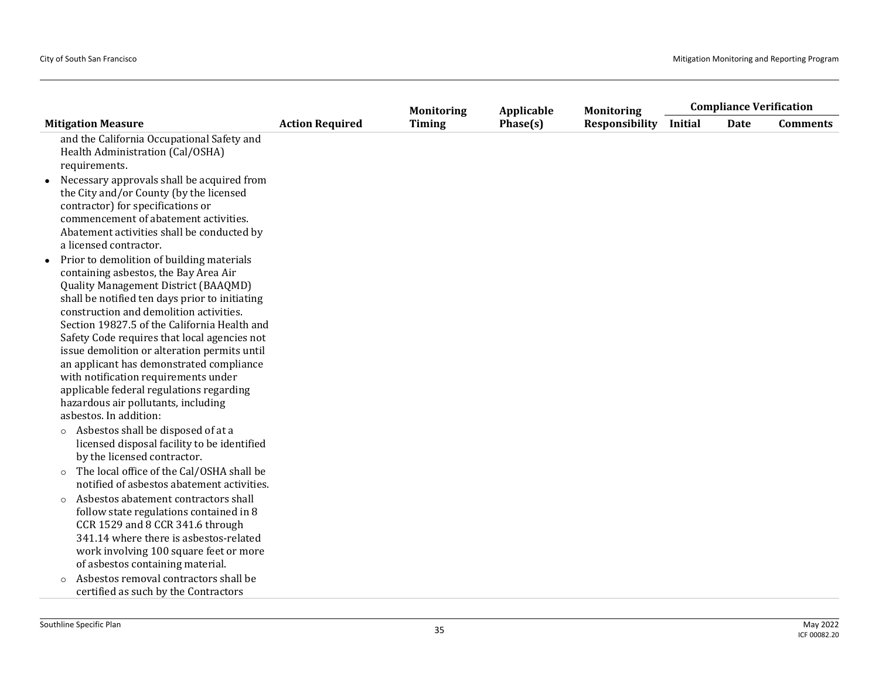| Mitigation Measure | Action Required | Monitoring Timing | Applicable Phase(s) | Monitoring Responsibility | Compliance Verification | | |
|---|---|---|---|---|---|---|---|
| | | | | | Initial | Date | Comments |
| and the California Occupational Safety and Health Administration (Cal/OSHA) requirements.<br>• Necessary approvals shall be acquired from the City and/or County (by the licensed contractor) for specifications or commencement of abatement activities. Abatement activities shall be conducted by a licensed contractor.<br>• Prior to demolition of building materials containing asbestos, the Bay Area Air Quality Management District (BAAQMD) shall be notified ten days prior to initiating construction and demolition activities. Section 19827.5 of the California Health and Safety Code requires that local agencies not issue demolition or alteration permits until an applicant has demonstrated compliance with notification requirements under applicable federal regulations regarding hazardous air pollutants, including asbestos. In addition:<br>  ○ Asbestos shall be disposed of at a licensed disposal facility to be identified by the licensed contractor.<br>  ○ The local office of the Cal/OSHA shall be notified of asbestos abatement activities.<br>  ○ Asbestos abatement contractors shall follow state regulations contained in 8 CCR 1529 and 8 CCR 341.6 through 341.14 where there is asbestos-related work involving 100 square feet or more of asbestos containing material.<br>  ○ Asbestos removal contractors shall be certified as such by the Contractors | | | | | | | |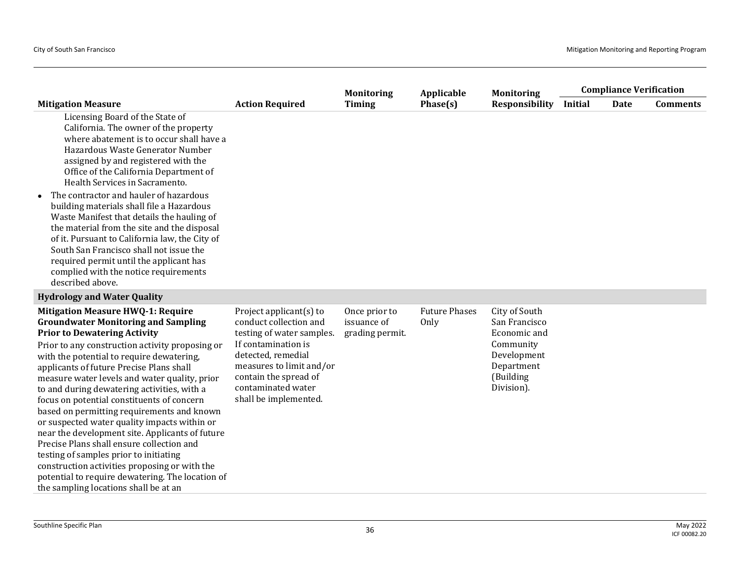| Mitigation Measure | Action Required | Monitoring Timing | Applicable Phase(s) | Monitoring Responsibility | Compliance Verification | | |
|---|---|---|---|---|---|---|---|
| | | | | | Initial | Date | Comments |
| Licensing Board of the State of California. The owner of the property where abatement is to occur shall have a Hazardous Waste Generator Number assigned by and registered with the Office of the California Department of Health Services in Sacramento.<br>• The contractor and hauler of hazardous building materials shall file a Hazardous Waste Manifest that details the hauling of the material from the site and the disposal of it. Pursuant to California law, the City of South San Francisco shall not issue the required permit until the applicant has complied with the notice requirements described above. | | | | | | | |
| **Hydrology and Water Quality** | | | | | | | |
| **Mitigation Measure HWQ-1: Require Groundwater Monitoring and Sampling Prior to Dewatering Activity**<br>Prior to any construction activity proposing or with the potential to require dewatering, applicants of future Precise Plans shall measure water levels and water quality, prior to and during dewatering activities, with a focus on potential constituents of concern based on permitting requirements and known or suspected water quality impacts within or near the development site. Applicants of future Precise Plans shall ensure collection and testing of samples prior to initiating construction activities proposing or with the potential to require dewatering. The location of the sampling locations shall be at an | Project applicant(s) to conduct collection and testing of water samples. If contamination is detected, remedial measures to limit and/or contain the spread of contaminated water shall be implemented. | Once prior to issuance of grading permit. | Future Phases Only | City of South San Francisco Economic and Community Development Department (Building Division). | | | |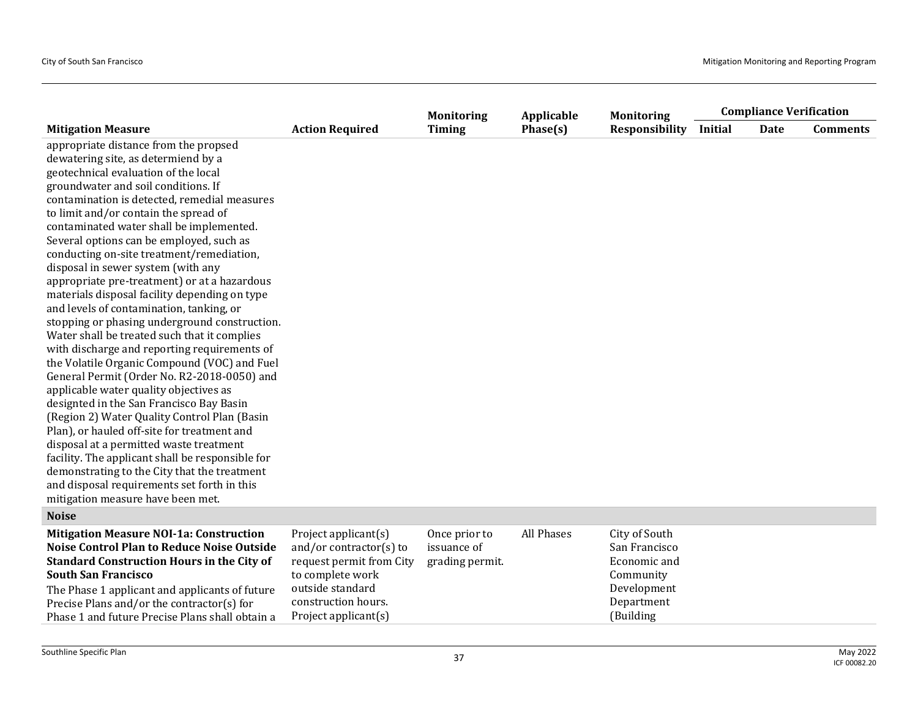| Mitigation Measure | Action Required | Monitoring Timing | Applicable Phase(s) | Monitoring Responsibility | Compliance Verification | | |
|---|---|---|---|---|---|---|---|
| | | | | | Initial | Date | Comments |
| appropriate distance from the propsed dewatering site, as determiend by a geotechnical evaluation of the local groundwater and soil conditions. If contamination is detected, remedial measures to limit and/or contain the spread of contaminated water shall be implemented. Several options can be employed, such as conducting on-site treatment/remediation, disposal in sewer system (with any appropriate pre-treatment) or at a hazardous materials disposal facility depending on type and levels of contamination, tanking, or stopping or phasing underground construction. Water shall be treated such that it complies with discharge and reporting requirements of the Volatile Organic Compound (VOC) and Fuel General Permit (Order No. R2-2018-0050) and applicable water quality objectives as designted in the San Francisco Bay Basin (Region 2) Water Quality Control Plan (Basin Plan), or hauled off-site for treatment and disposal at a permitted waste treatment facility. The applicant shall be responsible for demonstrating to the City that the treatment and disposal requirements set forth in this mitigation measure have been met. | | | | | | | |
| **Noise** | | | | | | | |
| **Mitigation Measure NOI-1a: Construction Noise Control Plan to Reduce Noise Outside Standard Construction Hours in the City of South San Francisco** The Phase 1 applicant and applicants of future Precise Plans and/or the contractor(s) for Phase 1 and future Precise Plans shall obtain a | Project applicant(s) and/or contractor(s) to request permit from City to complete work outside standard construction hours. Project applicant(s) | Once prior to issuance of grading permit. | All Phases | City of South San Francisco Economic and Community Development Department (Building | | | |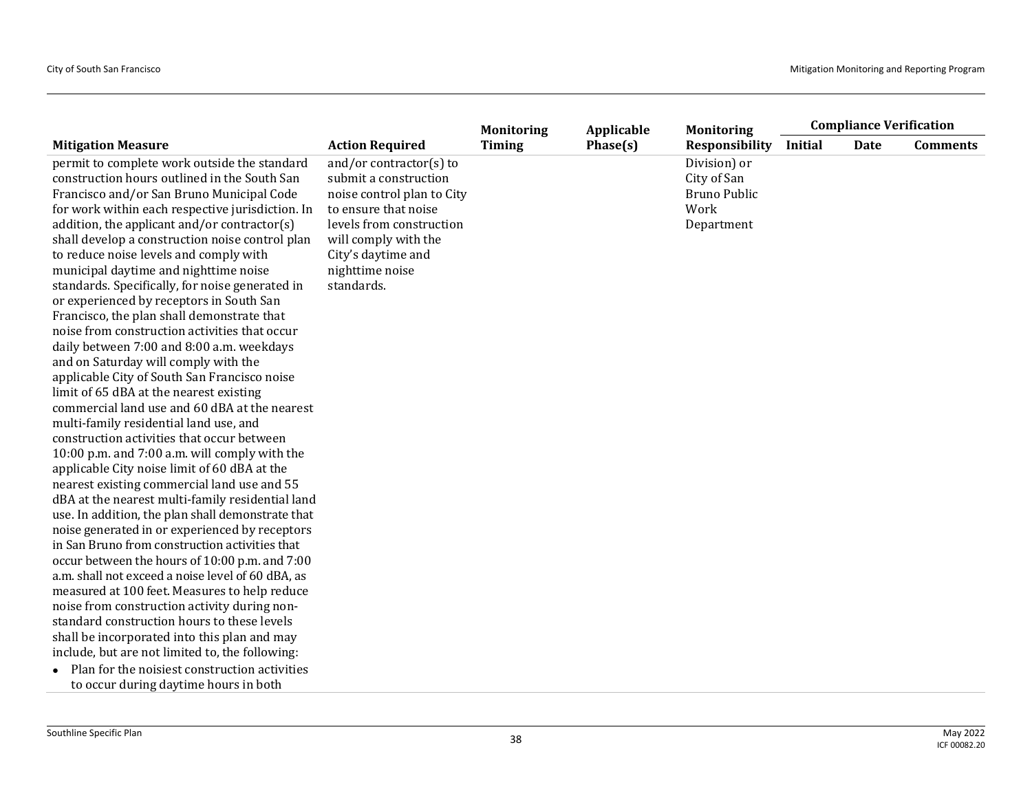| Mitigation Measure | Action Required | Monitoring Timing | Applicable Phase(s) | Monitoring Responsibility | Compliance Verification | | |
|---|---|---|---|---|---|---|---|
| | | | | | Initial | Date | Comments |
| permit to complete work outside the standard construction hours outlined in the South San Francisco and/or San Bruno Municipal Code for work within each respective jurisdiction. In addition, the applicant and/or contractor(s) shall develop a construction noise control plan to reduce noise levels and comply with municipal daytime and nighttime noise standards. Specifically, for noise generated in or experienced by receptors in South San Francisco, the plan shall demonstrate that noise from construction activities that occur daily between 7:00 and 8:00 a.m. weekdays and on Saturday will comply with the applicable City of South San Francisco noise limit of 65 dBA at the nearest existing commercial land use and 60 dBA at the nearest multi-family residential land use, and construction activities that occur between 10:00 p.m. and 7:00 a.m. will comply with the applicable City noise limit of 60 dBA at the nearest existing commercial land use and 55 dBA at the nearest multi-family residential land use. In addition, the plan shall demonstrate that noise generated in or experienced by receptors in San Bruno from construction activities that occur between the hours of 10:00 p.m. and 7:00 a.m. shall not exceed a noise level of 60 dBA, as measured at 100 feet. Measures to help reduce noise from construction activity during non-standard construction hours to these levels shall be incorporated into this plan and may include, but are not limited to, the following:<br>• Plan for the noisiest construction activities to occur during daytime hours in both | and/or contractor(s) to submit a construction noise control plan to City to ensure that noise levels from construction will comply with the City's daytime and nighttime noise standards. | | | Division) or City of San Bruno Public Work Department | | | |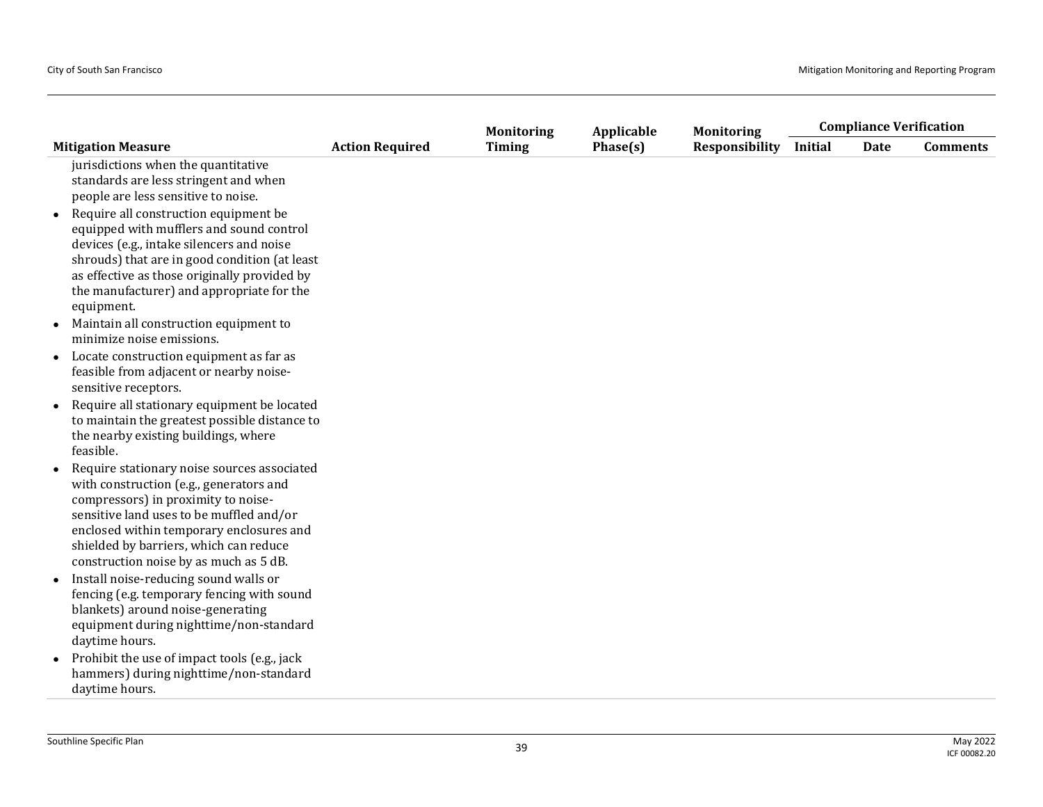| Mitigation Measure | Action Required | Monitoring Timing | Applicable Phase(s) | Monitoring Responsibility | Compliance Verification | | |
|---|---|---|---|---|---|---|---|
| | | | | | Initial | Date | Comments |
| jurisdictions when the quantitative standards are less stringent and when people are less sensitive to noise.<br>• Require all construction equipment be equipped with mufflers and sound control devices (e.g., intake silencers and noise shrouds) that are in good condition (at least as effective as those originally provided by the manufacturer) and appropriate for the equipment.<br>• Maintain all construction equipment to minimize noise emissions.<br>• Locate construction equipment as far as feasible from adjacent or nearby noise-sensitive receptors.<br>• Require all stationary equipment be located to maintain the greatest possible distance to the nearby existing buildings, where feasible.<br>• Require stationary noise sources associated with construction (e.g., generators and compressors) in proximity to noise-sensitive land uses to be muffled and/or enclosed within temporary enclosures and shielded by barriers, which can reduce construction noise by as much as 5 dB.<br>• Install noise-reducing sound walls or fencing (e.g. temporary fencing with sound blankets) around noise-generating equipment during nighttime/non-standard daytime hours.<br>• Prohibit the use of impact tools (e.g., jack hammers) during nighttime/non-standard daytime hours. | | | | | | | |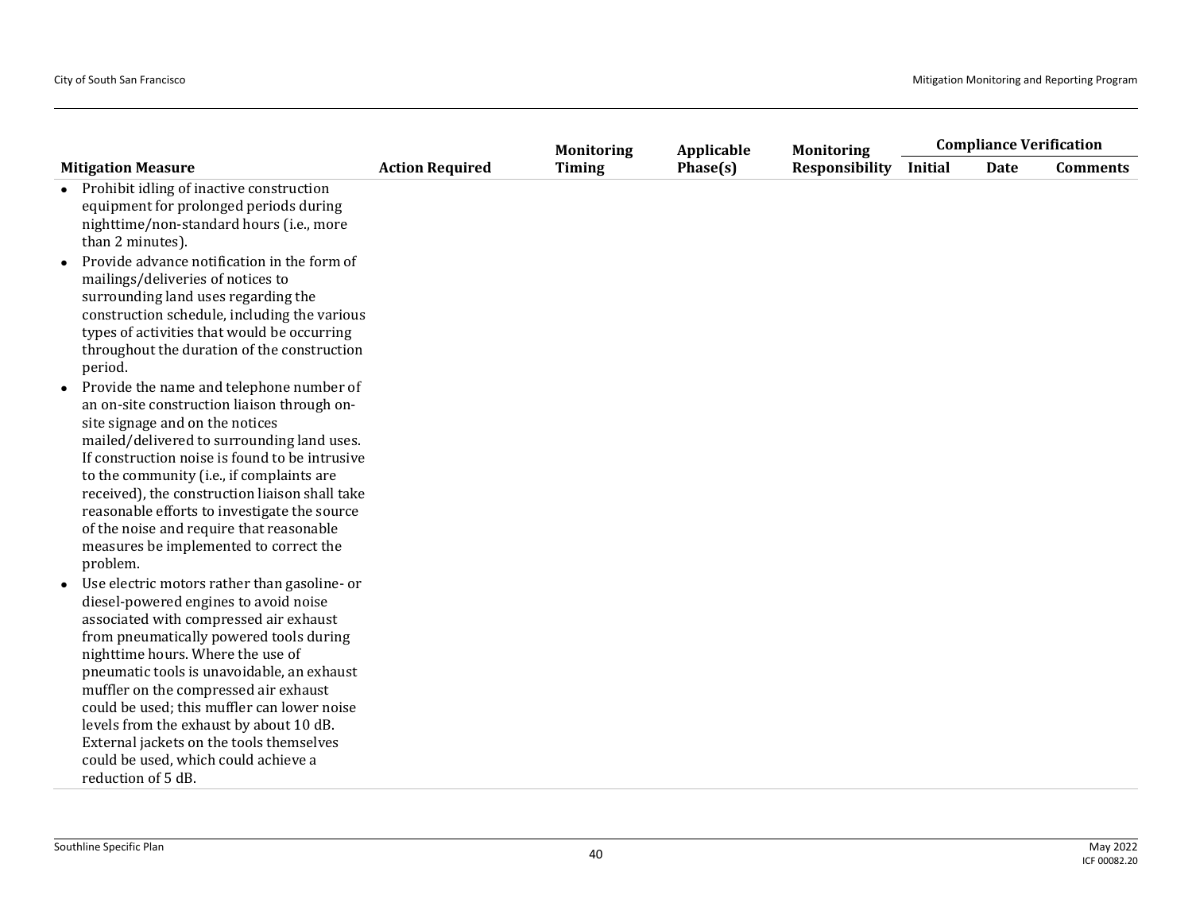| Mitigation Measure | Action Required | Monitoring Timing | Applicable Phase(s) | Monitoring Responsibility | Compliance Verification | | |
|---|---|---|---|---|---|---|---|
| | | | | | Initial | Date | Comments |
| • Prohibit idling of inactive construction equipment for prolonged periods during nighttime/non-standard hours (i.e., more than 2 minutes).<br>• Provide advance notification in the form of mailings/deliveries of notices to surrounding land uses regarding the construction schedule, including the various types of activities that would be occurring throughout the duration of the construction period.<br>• Provide the name and telephone number of an on-site construction liaison through on-site signage and on the notices mailed/delivered to surrounding land uses. If construction noise is found to be intrusive to the community (i.e., if complaints are received), the construction liaison shall take reasonable efforts to investigate the source of the noise and require that reasonable measures be implemented to correct the problem.<br>• Use electric motors rather than gasoline- or diesel-powered engines to avoid noise associated with compressed air exhaust from pneumatically powered tools during nighttime hours. Where the use of pneumatic tools is unavoidable, an exhaust muffler on the compressed air exhaust could be used; this muffler can lower noise levels from the exhaust by about 10 dB. External jackets on the tools themselves could be used, which could achieve a reduction of 5 dB. | | | | | | | |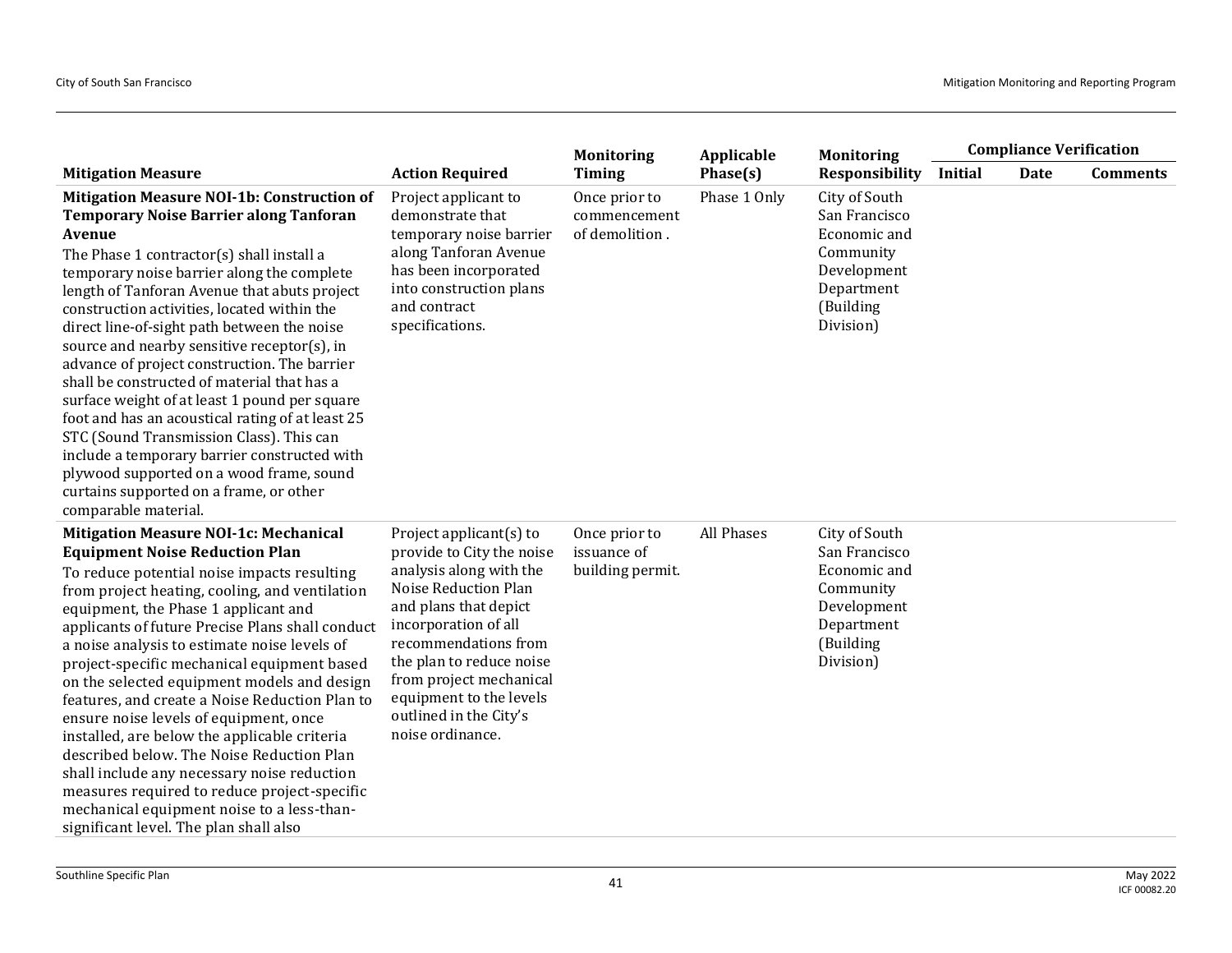| Mitigation Measure | Action Required | Monitoring Timing | Applicable Phase(s) | Monitoring Responsibility | Compliance Verification | | |
|---|---|---|---|---|---|---|---|
| | | | | | Initial | Date | Comments |
| **Mitigation Measure NOI-1b: Construction of Temporary Noise Barrier along Tanforan Avenue**<br>The Phase 1 contractor(s) shall install a temporary noise barrier along the complete length of Tanforan Avenue that abuts project construction activities, located within the direct line-of-sight path between the noise source and nearby sensitive receptor(s), in advance of project construction. The barrier shall be constructed of material that has a surface weight of at least 1 pound per square foot and has an acoustical rating of at least 25 STC (Sound Transmission Class). This can include a temporary barrier constructed with plywood supported on a wood frame, sound curtains supported on a frame, or other comparable material. | Project applicant to demonstrate that temporary noise barrier along Tanforan Avenue has been incorporated into construction plans and contract specifications. | Once prior to commencement of demolition . | Phase 1 Only | City of South San Francisco Economic and Community Development Department (Building Division) | | | |
| **Mitigation Measure NOI-1c: Mechanical Equipment Noise Reduction Plan**<br>To reduce potential noise impacts resulting from project heating, cooling, and ventilation equipment, the Phase 1 applicant and applicants of future Precise Plans shall conduct a noise analysis to estimate noise levels of project-specific mechanical equipment based on the selected equipment models and design features, and create a Noise Reduction Plan to ensure noise levels of equipment, once installed, are below the applicable criteria described below. The Noise Reduction Plan shall include any necessary noise reduction measures required to reduce project-specific mechanical equipment noise to a less-than-significant level. The plan shall also | Project applicant(s) to provide to City the noise analysis along with the Noise Reduction Plan and plans that depict incorporation of all recommendations from the plan to reduce noise from project mechanical equipment to the levels outlined in the City's noise ordinance. | Once prior to issuance of building permit. | All Phases | City of South San Francisco Economic and Community Development Department (Building Division) | | | |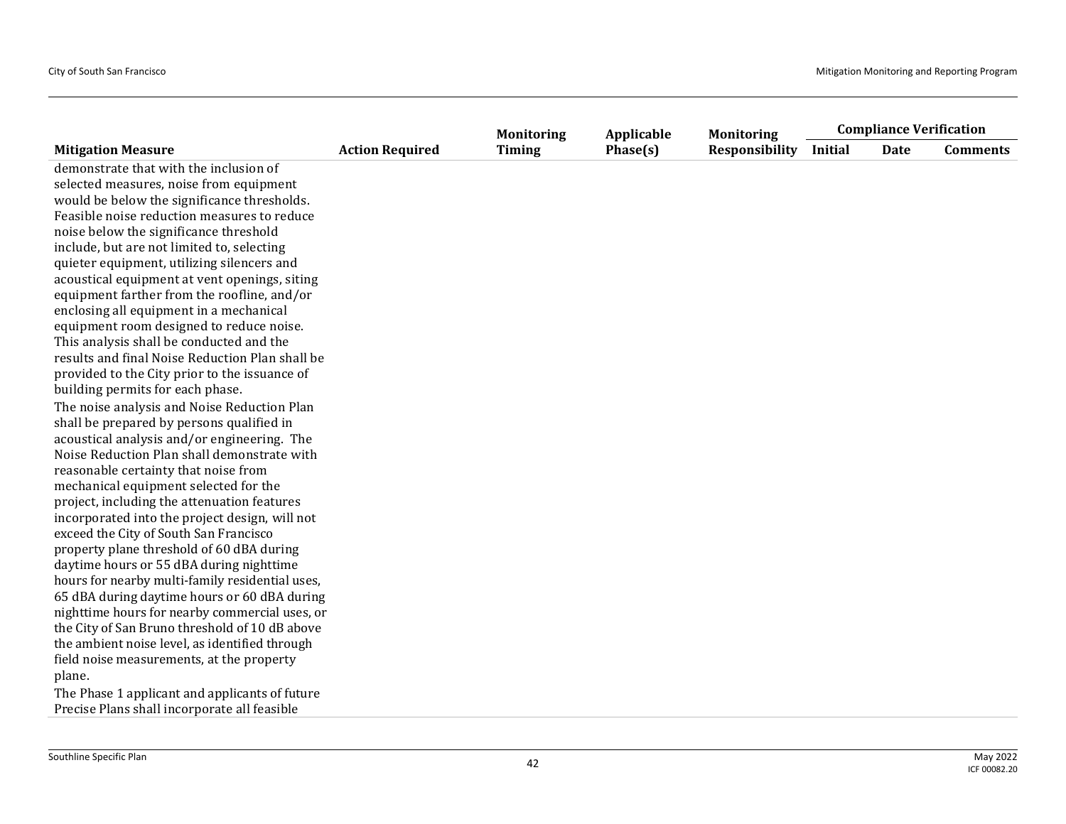| Mitigation Measure | Action Required | Monitoring Timing | Applicable Phase(s) | Monitoring Responsibility | Compliance Verification | | |
|---|---|---|---|---|---|---|---|
| | | | | | Initial | Date | Comments |
| demonstrate that with the inclusion of selected measures, noise from equipment would be below the significance thresholds. Feasible noise reduction measures to reduce noise below the significance threshold include, but are not limited to, selecting quieter equipment, utilizing silencers and acoustical equipment at vent openings, siting equipment farther from the roofline, and/or enclosing all equipment in a mechanical equipment room designed to reduce noise. This analysis shall be conducted and the results and final Noise Reduction Plan shall be provided to the City prior to the issuance of building permits for each phase.<br>The noise analysis and Noise Reduction Plan shall be prepared by persons qualified in acoustical analysis and/or engineering. The Noise Reduction Plan shall demonstrate with reasonable certainty that noise from mechanical equipment selected for the project, including the attenuation features incorporated into the project design, will not exceed the City of South San Francisco property plane threshold of 60 dBA during daytime hours or 55 dBA during nighttime hours for nearby multi-family residential uses, 65 dBA during daytime hours or 60 dBA during nighttime hours for nearby commercial uses, or the City of San Bruno threshold of 10 dB above the ambient noise level, as identified through field noise measurements, at the property plane.<br>The Phase 1 applicant and applicants of future Precise Plans shall incorporate all feasible | | | | | | | |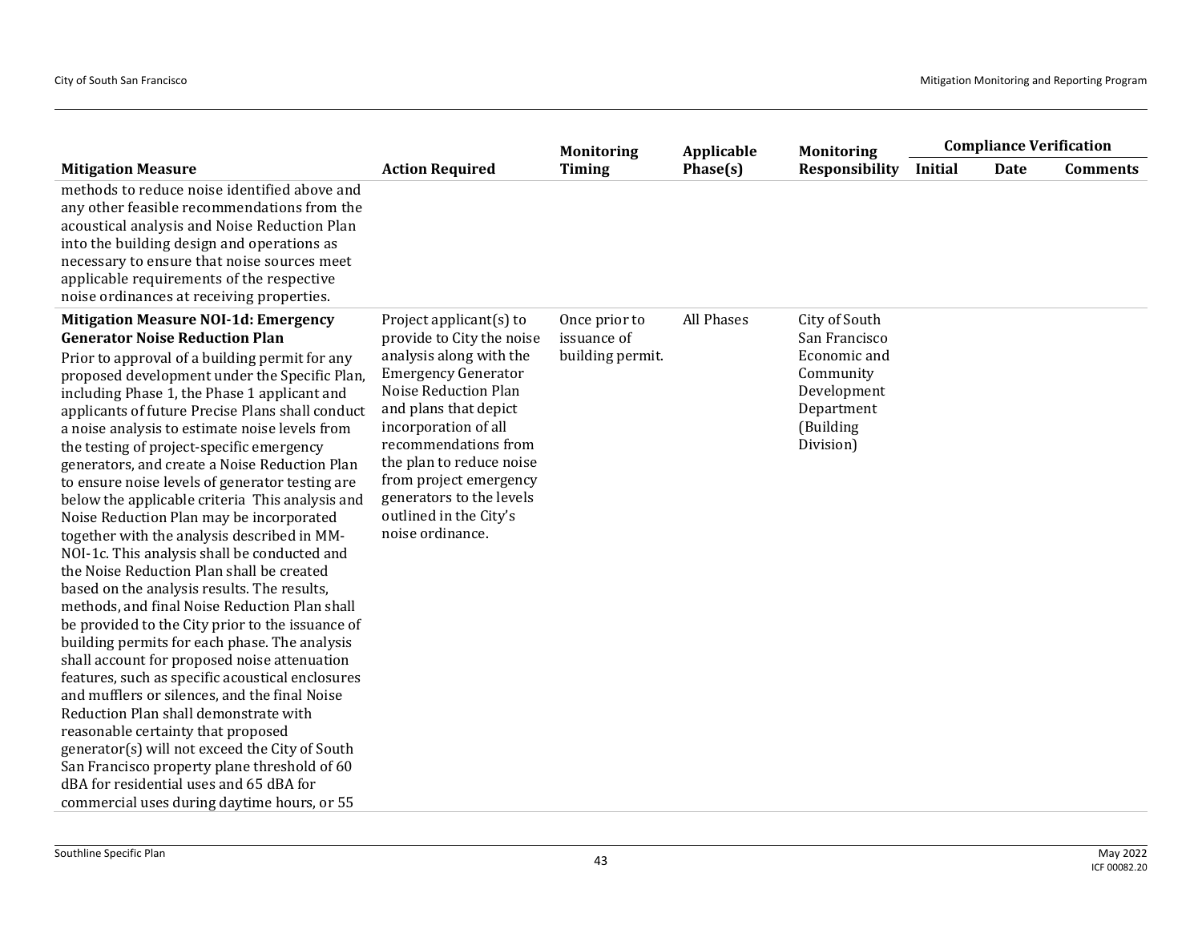| Mitigation Measure | Action Required | Monitoring Timing | Applicable Phase(s) | Monitoring Responsibility | Compliance Verification | | |
|---|---|---|---|---|---|---|---|
| | | | | | Initial | Date | Comments |
| methods to reduce noise identified above and any other feasible recommendations from the acoustical analysis and Noise Reduction Plan into the building design and operations as necessary to ensure that noise sources meet applicable requirements of the respective noise ordinances at receiving properties. | | | | | | | |
| **Mitigation Measure NOI-1d: Emergency Generator Noise Reduction Plan** Prior to approval of a building permit for any proposed development under the Specific Plan, including Phase 1, the Phase 1 applicant and applicants of future Precise Plans shall conduct a noise analysis to estimate noise levels from the testing of project-specific emergency generators, and create a Noise Reduction Plan to ensure noise levels of generator testing are below the applicable criteria This analysis and Noise Reduction Plan may be incorporated together with the analysis described in MM-NOI-1c. This analysis shall be conducted and the Noise Reduction Plan shall be created based on the analysis results. The results, methods, and final Noise Reduction Plan shall be provided to the City prior to the issuance of building permits for each phase. The analysis shall account for proposed noise attenuation features, such as specific acoustical enclosures and mufflers or silences, and the final Noise Reduction Plan shall demonstrate with reasonable certainty that proposed generator(s) will not exceed the City of South San Francisco property plane threshold of 60 dBA for residential uses and 65 dBA for commercial uses during daytime hours, or 55 | Project applicant(s) to provide to City the noise analysis along with the Emergency Generator Noise Reduction Plan and plans that depict incorporation of all recommendations from the plan to reduce noise from project emergency generators to the levels outlined in the City's noise ordinance. | Once prior to issuance of building permit. | All Phases | City of South San Francisco Economic and Community Development Department (Building Division) | | | |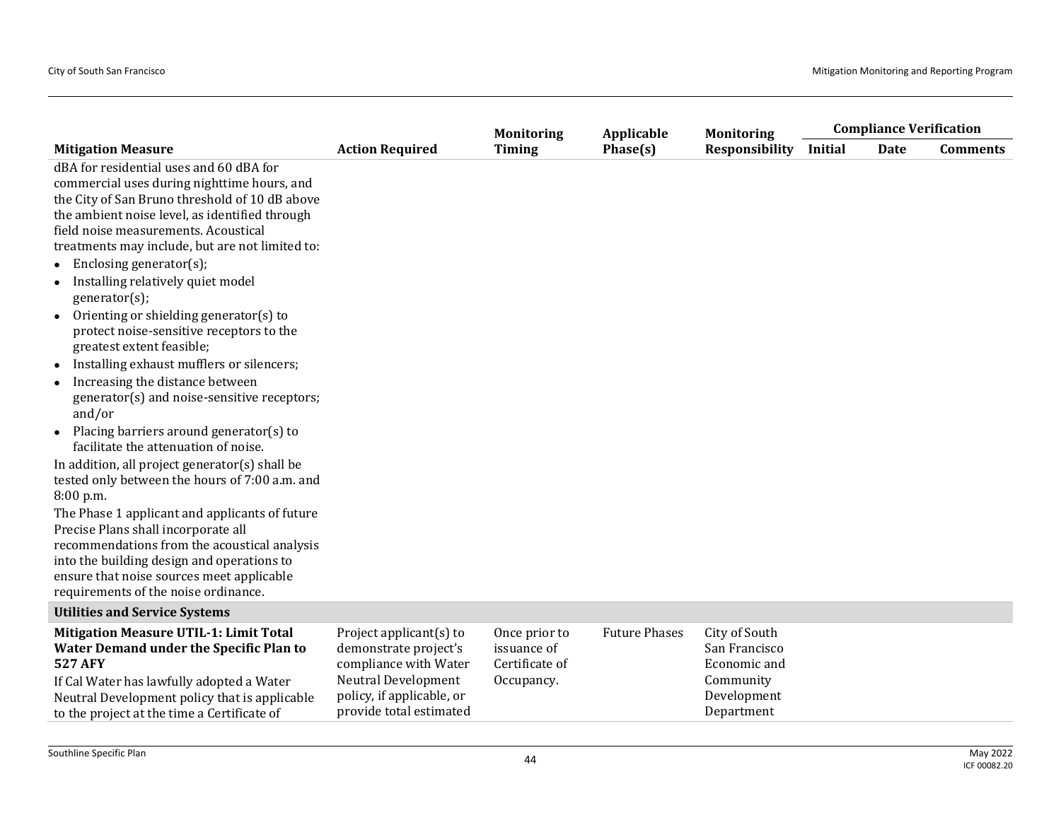| Mitigation Measure | Action Required | Monitoring Timing | Applicable Phase(s) | Monitoring Responsibility | Compliance Verification | | |
|---|---|---|---|---|---|---|---|
| | | | | | Initial | Date | Comments |
| dBA for residential uses and 60 dBA for commercial uses during nighttime hours, and the City of San Bruno threshold of 10 dB above the ambient noise level, as identified through field noise measurements. Acoustical treatments may include, but are not limited to:<br>• Enclosing generator(s);<br>• Installing relatively quiet model generator(s);<br>• Orienting or shielding generator(s) to protect noise-sensitive receptors to the greatest extent feasible;<br>• Installing exhaust mufflers or silencers;<br>• Increasing the distance between generator(s) and noise-sensitive receptors; and/or<br>• Placing barriers around generator(s) to facilitate the attenuation of noise.<br>In addition, all project generator(s) shall be tested only between the hours of 7:00 a.m. and 8:00 p.m.<br>The Phase 1 applicant and applicants of future Precise Plans shall incorporate all recommendations from the acoustical analysis into the building design and operations to ensure that noise sources meet applicable requirements of the noise ordinance. | | | | | | | |
| **Utilities and Service Systems** | | | | | | | |
| **Mitigation Measure UTIL-1: Limit Total Water Demand under the Specific Plan to 527 AFY**<br>If Cal Water has lawfully adopted a Water Neutral Development policy that is applicable to the project at the time a Certificate of | Project applicant(s) to demonstrate project's compliance with Water Neutral Development policy, if applicable, or provide total estimated | Once prior to issuance of Certificate of Occupancy. | Future Phases | City of South San Francisco Economic and Community Development Department | | | |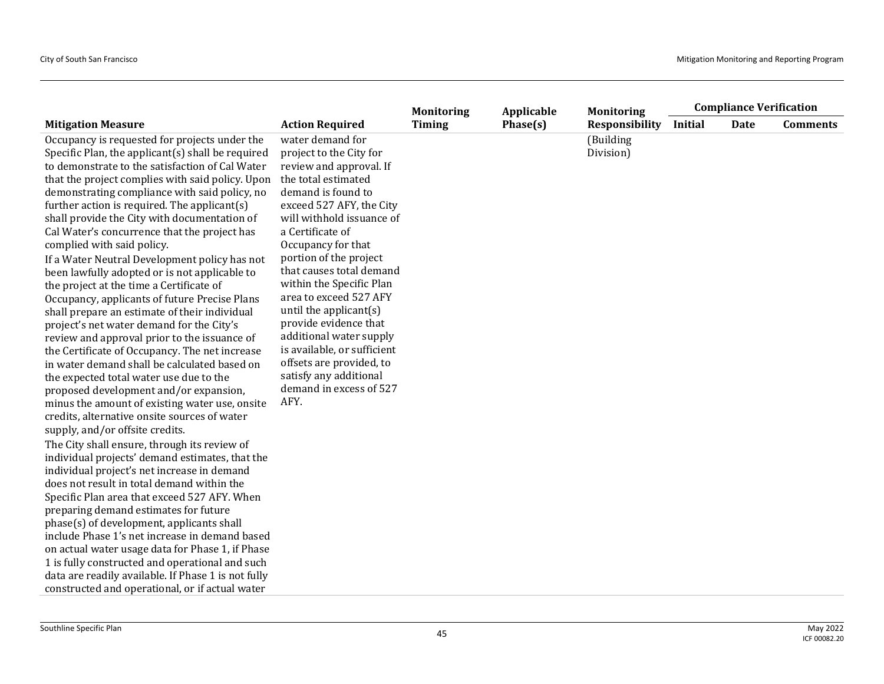| Mitigation Measure | Action Required | Monitoring Timing | Applicable Phase(s) | Monitoring Responsibility | Compliance Verification | | |
|---|---|---|---|---|---|---|---|
| | | | | | Initial | Date | Comments |
| Occupancy is requested for projects under the Specific Plan, the applicant(s) shall be required to demonstrate to the satisfaction of Cal Water that the project complies with said policy. Upon demonstrating compliance with said policy, no further action is required. The applicant(s) shall provide the City with documentation of Cal Water's concurrence that the project has complied with said policy.<br>If a Water Neutral Development policy has not been lawfully adopted or is not applicable to the project at the time a Certificate of Occupancy, applicants of future Precise Plans shall prepare an estimate of their individual project's net water demand for the City's review and approval prior to the issuance of the Certificate of Occupancy. The net increase in water demand shall be calculated based on the expected total water use due to the proposed development and/or expansion, minus the amount of existing water use, onsite credits, alternative onsite sources of water supply, and/or offsite credits.<br>The City shall ensure, through its review of individual projects' demand estimates, that the individual project's net increase in demand does not result in total demand within the Specific Plan area that exceed 527 AFY. When preparing demand estimates for future phase(s) of development, applicants shall include Phase 1's net increase in demand based on actual water usage data for Phase 1, if Phase 1 is fully constructed and operational and such data are readily available. If Phase 1 is not fully constructed and operational, or if actual water | water demand for project to the City for review and approval. If the total estimated demand is found to exceed 527 AFY, the City will withhold issuance of a Certificate of Occupancy for that portion of the project that causes total demand within the Specific Plan area to exceed 527 AFY until the applicant(s) provide evidence that additional water supply is available, or sufficient offsets are provided, to satisfy any additional demand in excess of 527 AFY. | | | (Building Division) | | | |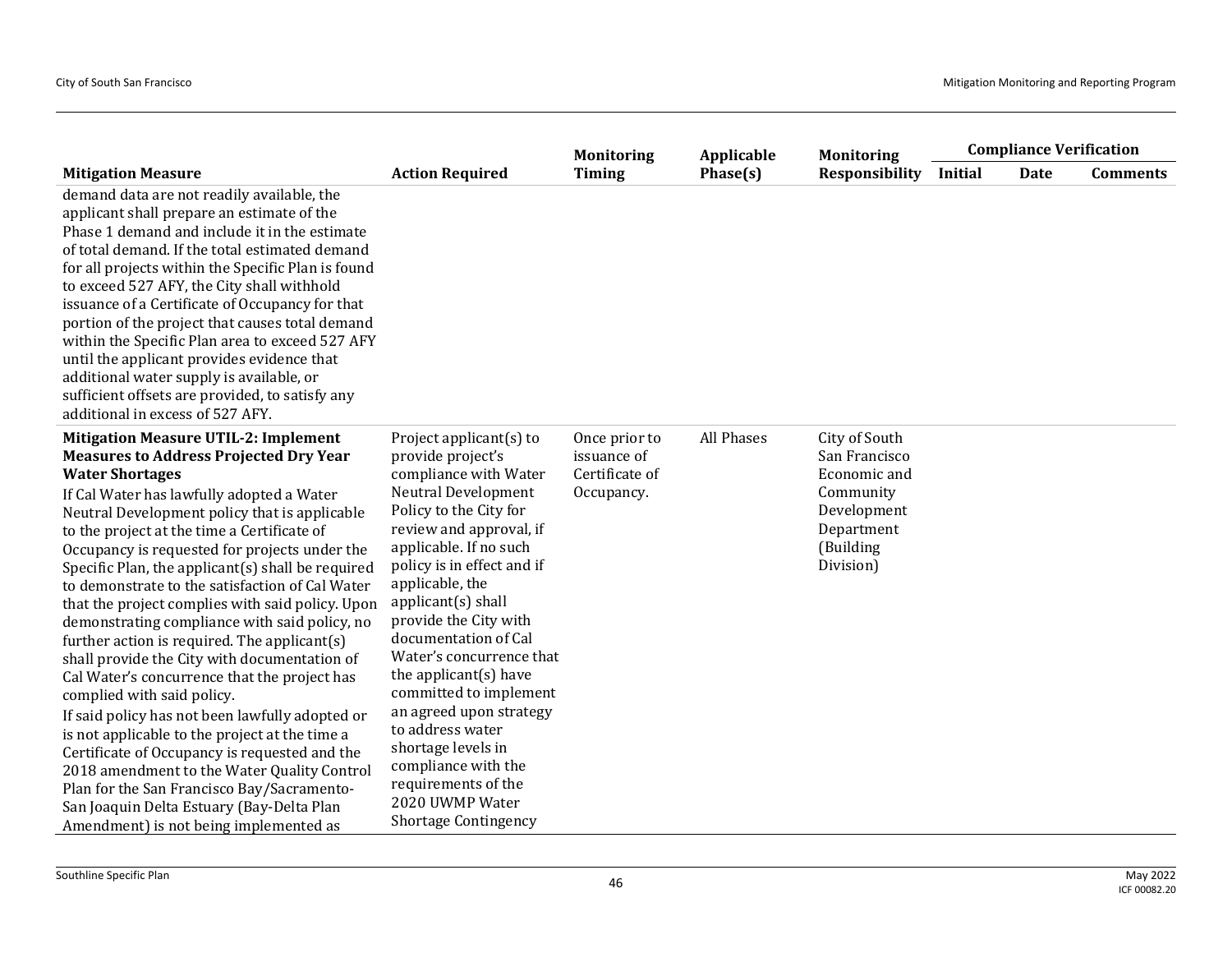| Mitigation Measure | Action Required | Monitoring Timing | Applicable Phase(s) | Monitoring Responsibility | Compliance Verification | | |
|---|---|---|---|---|---|---|---|
| | | | | | Initial | Date | Comments |
| demand data are not readily available, the applicant shall prepare an estimate of the Phase 1 demand and include it in the estimate of total demand. If the total estimated demand for all projects within the Specific Plan is found to exceed 527 AFY, the City shall withhold issuance of a Certificate of Occupancy for that portion of the project that causes total demand within the Specific Plan area to exceed 527 AFY until the applicant provides evidence that additional water supply is available, or sufficient offsets are provided, to satisfy any additional in excess of 527 AFY. | | | | | | | |
| **Mitigation Measure UTIL-2: Implement Measures to Address Projected Dry Year Water Shortages** If Cal Water has lawfully adopted a Water Neutral Development policy that is applicable to the project at the time a Certificate of Occupancy is requested for projects under the Specific Plan, the applicant(s) shall be required to demonstrate to the satisfaction of Cal Water that the project complies with said policy. Upon demonstrating compliance with said policy, no further action is required. The applicant(s) shall provide the City with documentation of Cal Water's concurrence that the project has complied with said policy. If said policy has not been lawfully adopted or is not applicable to the project at the time a Certificate of Occupancy is requested and the 2018 amendment to the Water Quality Control Plan for the San Francisco Bay/Sacramento-San Joaquin Delta Estuary (Bay-Delta Plan Amendment) is not being implemented as | Project applicant(s) to provide project's compliance with Water Neutral Development Policy to the City for review and approval, if applicable. If no such policy is in effect and if applicable, the applicant(s) shall provide the City with documentation of Cal Water's concurrence that the applicant(s) have committed to implement an agreed upon strategy to address water shortage levels in compliance with the requirements of the 2020 UWMP Water Shortage Contingency | Once prior to issuance of Certificate of Occupancy. | All Phases | City of South San Francisco Economic and Community Development Department (Building Division) | | | |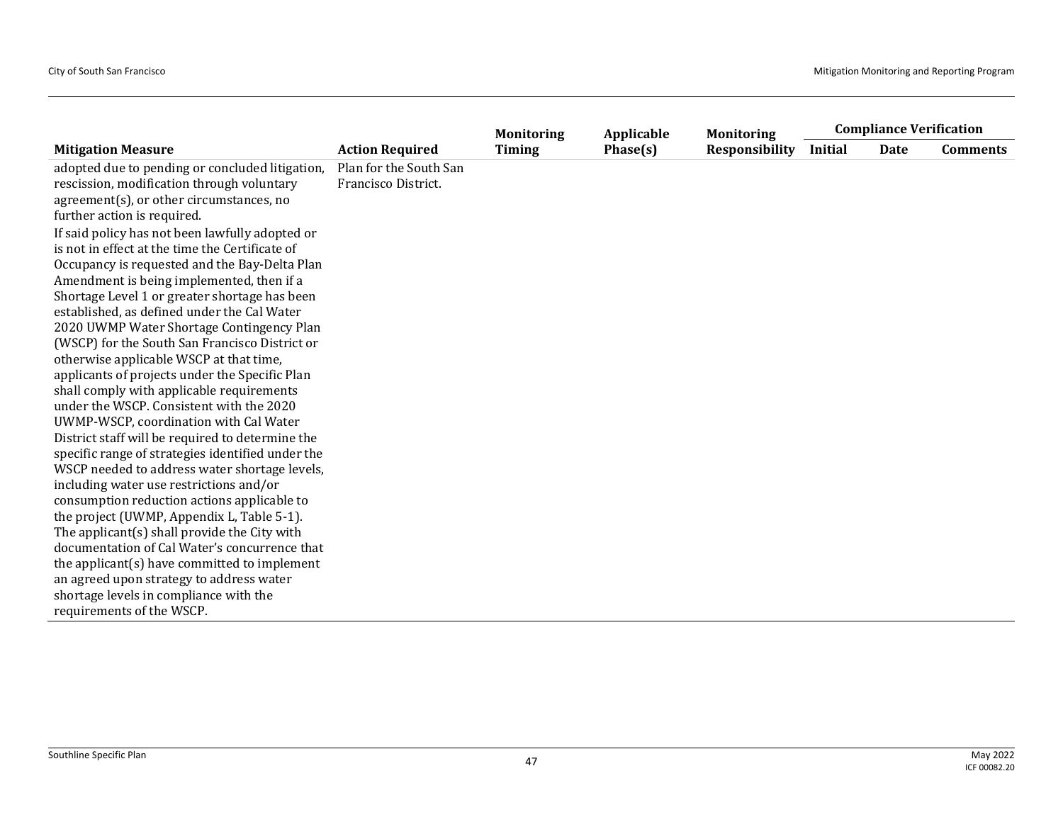| Mitigation Measure | Action Required | Monitoring Timing | Applicable Phase(s) | Monitoring Responsibility | Compliance Verification | | |
|---|---|---|---|---|---|---|---|
| | | | | | Initial | Date | Comments |
| adopted due to pending or concluded litigation, rescission, modification through voluntary agreement(s), or other circumstances, no further action is required.<br>If said policy has not been lawfully adopted or is not in effect at the time the Certificate of Occupancy is requested and the Bay-Delta Plan Amendment is being implemented, then if a Shortage Level 1 or greater shortage has been established, as defined under the Cal Water 2020 UWMP Water Shortage Contingency Plan (WSCP) for the South San Francisco District or otherwise applicable WSCP at that time, applicants of projects under the Specific Plan shall comply with applicable requirements under the WSCP. Consistent with the 2020 UWMP-WSCP, coordination with Cal Water District staff will be required to determine the specific range of strategies identified under the WSCP needed to address water shortage levels, including water use restrictions and/or consumption reduction actions applicable to the project (UWMP, Appendix L, Table 5-1). The applicant(s) shall provide the City with documentation of Cal Water's concurrence that the applicant(s) have committed to implement an agreed upon strategy to address water shortage levels in compliance with the requirements of the WSCP. | Plan for the South San Francisco District. | | | | | | |